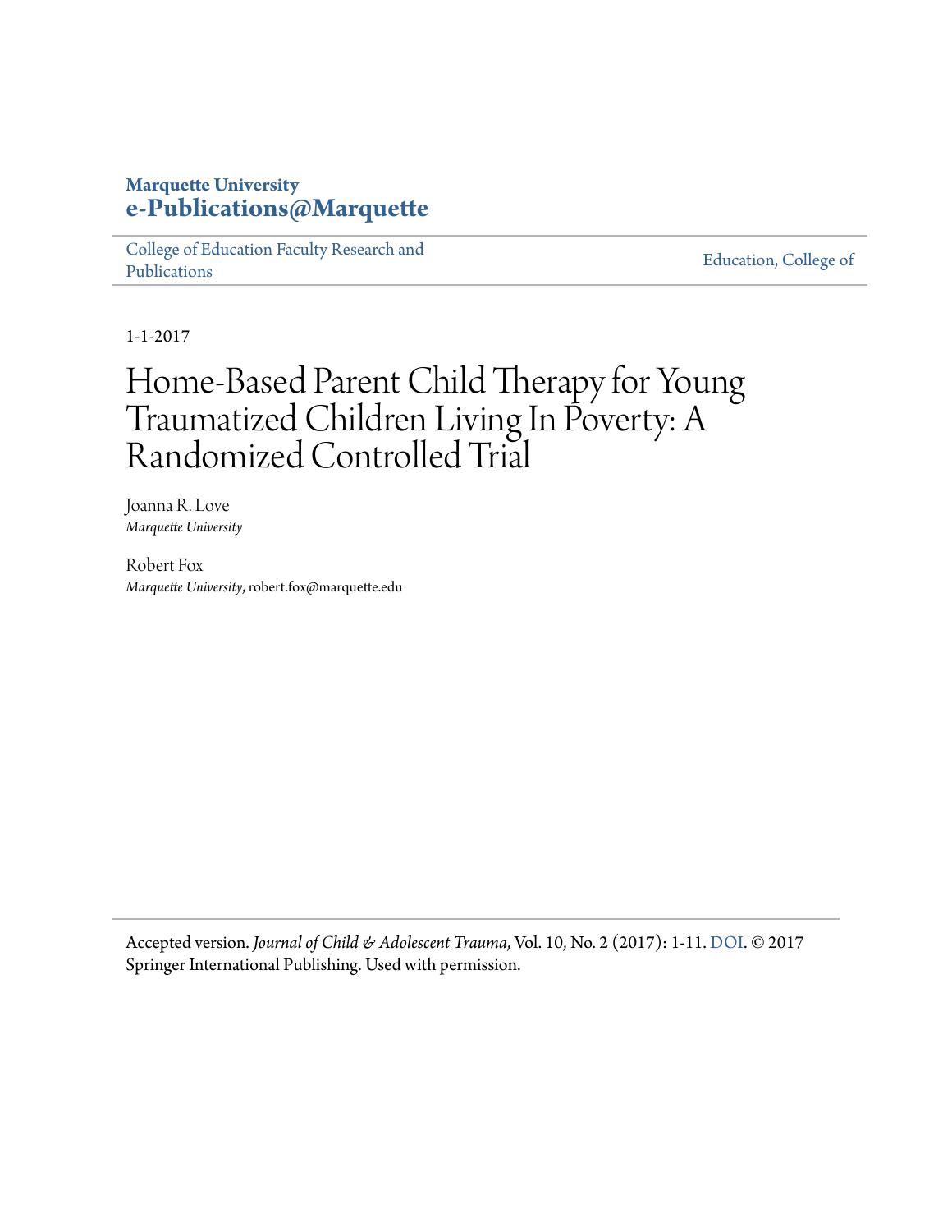**Marquette University**
**e-Publications@Marquette**

College of Education Faculty Research and Publications

Education, College of

1-1-2017

# Home-Based Parent Child Therapy for Young Traumatized Children Living In Poverty: A Randomized Controlled Trial

Joanna R. Love
*Marquette University*

Robert Fox
*Marquette University*, robert.fox@marquette.edu

Accepted version. *Journal of Child & Adolescent Trauma*, Vol. 10, No. 2 (2017): 1-11. DOI. © 2017 Springer International Publishing. Used with permission.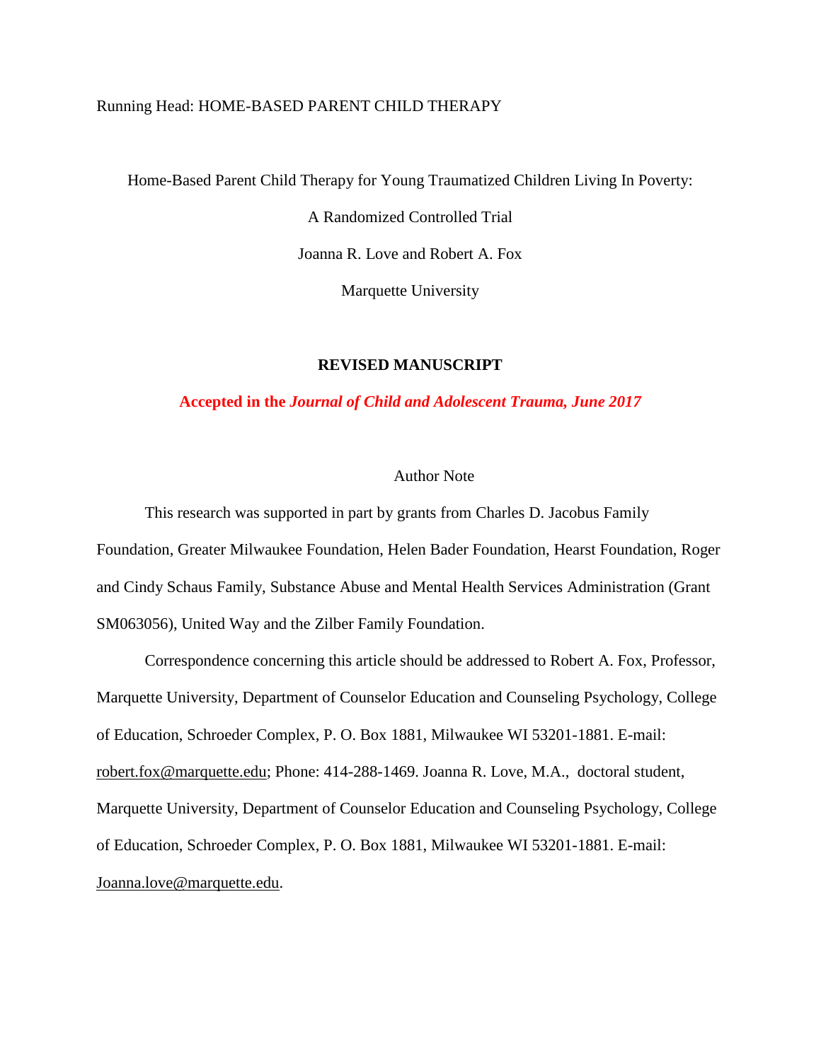Running Head: HOME-BASED PARENT CHILD THERAPY

# Home-Based Parent Child Therapy for Young Traumatized Children Living In Poverty: A Randomized Controlled Trial

Joanna R. Love and Robert A. Fox

Marquette University

**REVISED MANUSCRIPT**

**Accepted in the *Journal of Child and Adolescent Trauma, June 2017***

## Author Note

This research was supported in part by grants from Charles D. Jacobus Family Foundation, Greater Milwaukee Foundation, Helen Bader Foundation, Hearst Foundation, Roger and Cindy Schaus Family, Substance Abuse and Mental Health Services Administration (Grant SM063056), United Way and the Zilber Family Foundation.

Correspondence concerning this article should be addressed to Robert A. Fox, Professor, Marquette University, Department of Counselor Education and Counseling Psychology, College of Education, Schroeder Complex, P. O. Box 1881, Milwaukee WI 53201-1881. E-mail: robert.fox@marquette.edu; Phone: 414-288-1469. Joanna R. Love, M.A., doctoral student, Marquette University, Department of Counselor Education and Counseling Psychology, College of Education, Schroeder Complex, P. O. Box 1881, Milwaukee WI 53201-1881. E-mail: Joanna.love@marquette.edu.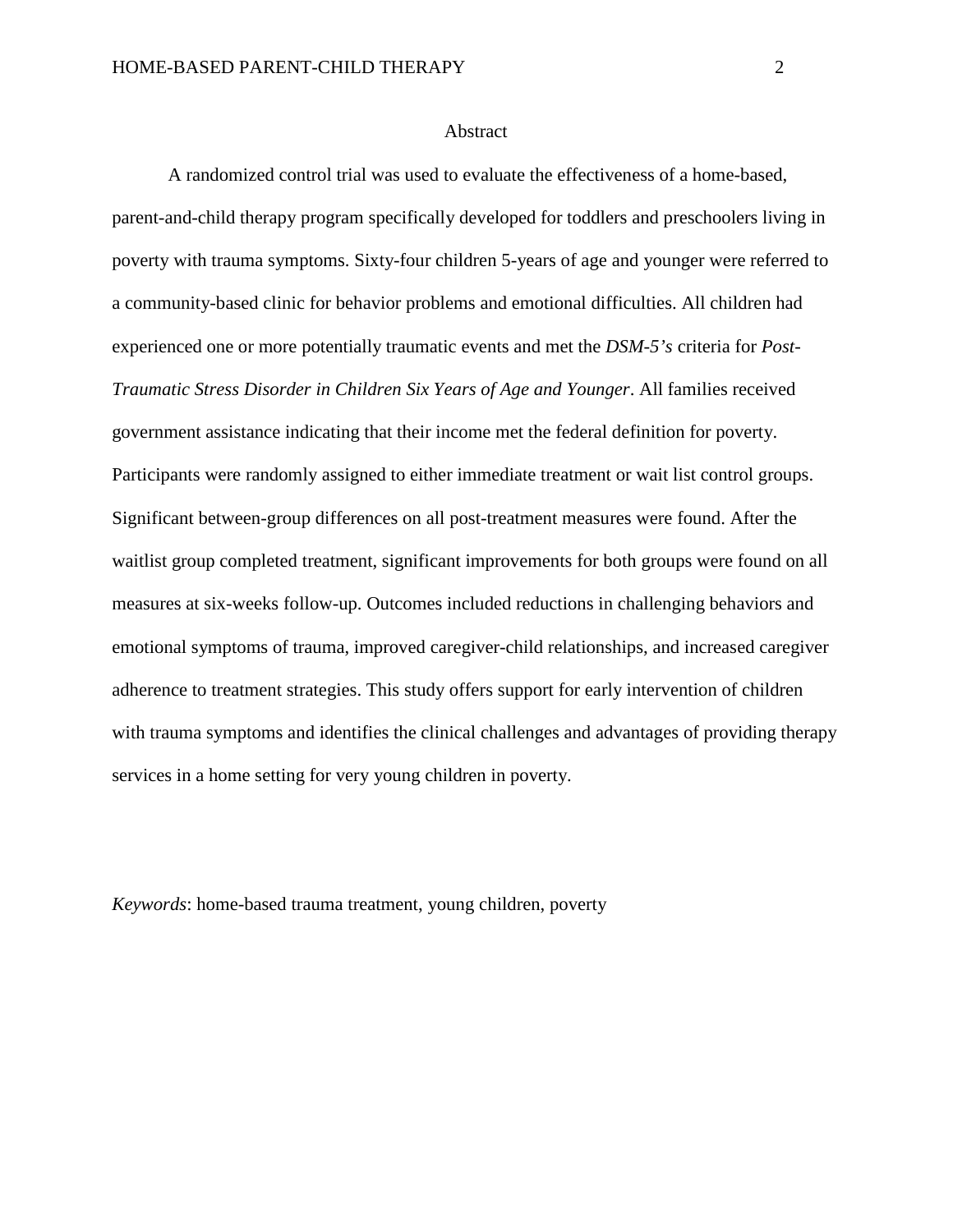# Abstract

A randomized control trial was used to evaluate the effectiveness of a home-based, parent-and-child therapy program specifically developed for toddlers and preschoolers living in poverty with trauma symptoms. Sixty-four children 5-years of age and younger were referred to a community-based clinic for behavior problems and emotional difficulties. All children had experienced one or more potentially traumatic events and met the *DSM-5's* criteria for *Post-Traumatic Stress Disorder in Children Six Years of Age and Younger*. All families received government assistance indicating that their income met the federal definition for poverty. Participants were randomly assigned to either immediate treatment or wait list control groups. Significant between-group differences on all post-treatment measures were found. After the waitlist group completed treatment, significant improvements for both groups were found on all measures at six-weeks follow-up. Outcomes included reductions in challenging behaviors and emotional symptoms of trauma, improved caregiver-child relationships, and increased caregiver adherence to treatment strategies. This study offers support for early intervention of children with trauma symptoms and identifies the clinical challenges and advantages of providing therapy services in a home setting for very young children in poverty.

*Keywords*: home-based trauma treatment, young children, poverty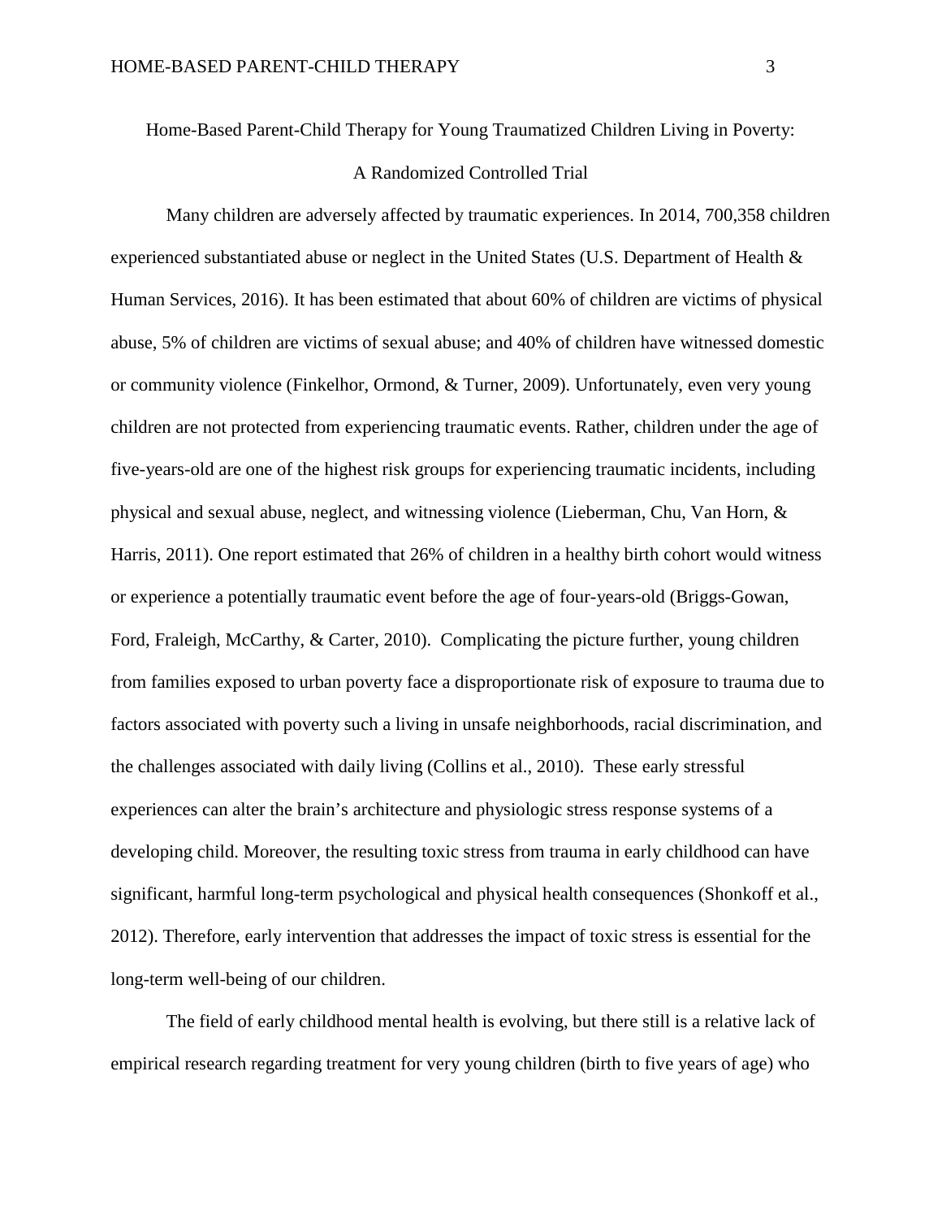# Home-Based Parent-Child Therapy for Young Traumatized Children Living in Poverty: A Randomized Controlled Trial

Many children are adversely affected by traumatic experiences. In 2014, 700,358 children experienced substantiated abuse or neglect in the United States (U.S. Department of Health & Human Services, 2016). It has been estimated that about 60% of children are victims of physical abuse, 5% of children are victims of sexual abuse; and 40% of children have witnessed domestic or community violence (Finkelhor, Ormond, & Turner, 2009). Unfortunately, even very young children are not protected from experiencing traumatic events. Rather, children under the age of five-years-old are one of the highest risk groups for experiencing traumatic incidents, including physical and sexual abuse, neglect, and witnessing violence (Lieberman, Chu, Van Horn, & Harris, 2011). One report estimated that 26% of children in a healthy birth cohort would witness or experience a potentially traumatic event before the age of four-years-old (Briggs-Gowan, Ford, Fraleigh, McCarthy, & Carter, 2010). Complicating the picture further, young children from families exposed to urban poverty face a disproportionate risk of exposure to trauma due to factors associated with poverty such a living in unsafe neighborhoods, racial discrimination, and the challenges associated with daily living (Collins et al., 2010). These early stressful experiences can alter the brain's architecture and physiologic stress response systems of a developing child. Moreover, the resulting toxic stress from trauma in early childhood can have significant, harmful long-term psychological and physical health consequences (Shonkoff et al., 2012). Therefore, early intervention that addresses the impact of toxic stress is essential for the long-term well-being of our children.

The field of early childhood mental health is evolving, but there still is a relative lack of empirical research regarding treatment for very young children (birth to five years of age) who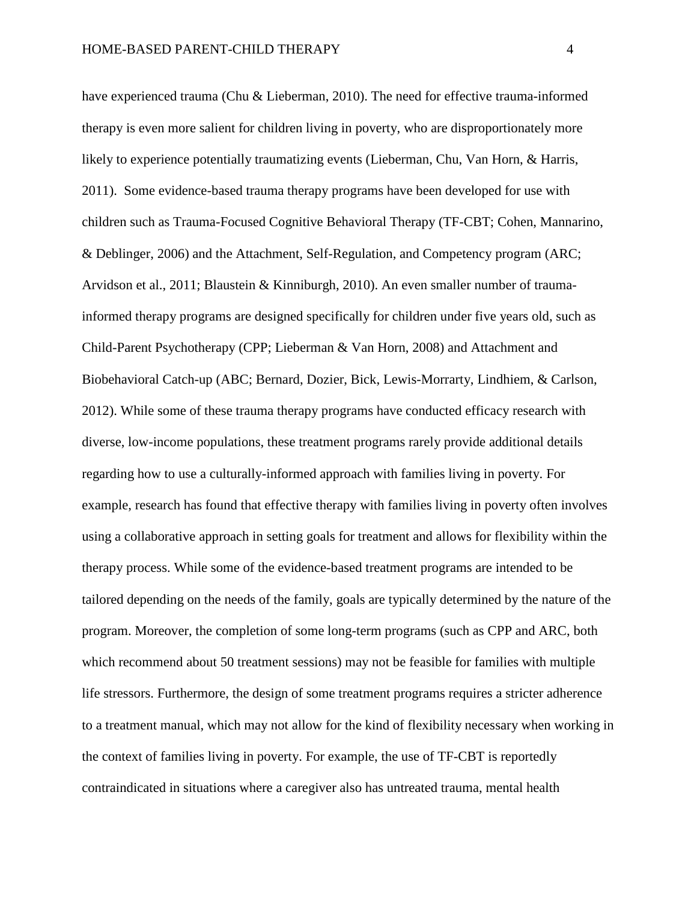have experienced trauma (Chu & Lieberman, 2010). The need for effective trauma-informed therapy is even more salient for children living in poverty, who are disproportionately more likely to experience potentially traumatizing events (Lieberman, Chu, Van Horn, & Harris, 2011). Some evidence-based trauma therapy programs have been developed for use with children such as Trauma-Focused Cognitive Behavioral Therapy (TF-CBT; Cohen, Mannarino, & Deblinger, 2006) and the Attachment, Self-Regulation, and Competency program (ARC; Arvidson et al., 2011; Blaustein & Kinniburgh, 2010). An even smaller number of trauma-informed therapy programs are designed specifically for children under five years old, such as Child-Parent Psychotherapy (CPP; Lieberman & Van Horn, 2008) and Attachment and Biobehavioral Catch-up (ABC; Bernard, Dozier, Bick, Lewis-Morrarty, Lindhiem, & Carlson, 2012). While some of these trauma therapy programs have conducted efficacy research with diverse, low-income populations, these treatment programs rarely provide additional details regarding how to use a culturally-informed approach with families living in poverty. For example, research has found that effective therapy with families living in poverty often involves using a collaborative approach in setting goals for treatment and allows for flexibility within the therapy process. While some of the evidence-based treatment programs are intended to be tailored depending on the needs of the family, goals are typically determined by the nature of the program. Moreover, the completion of some long-term programs (such as CPP and ARC, both which recommend about 50 treatment sessions) may not be feasible for families with multiple life stressors. Furthermore, the design of some treatment programs requires a stricter adherence to a treatment manual, which may not allow for the kind of flexibility necessary when working in the context of families living in poverty. For example, the use of TF-CBT is reportedly contraindicated in situations where a caregiver also has untreated trauma, mental health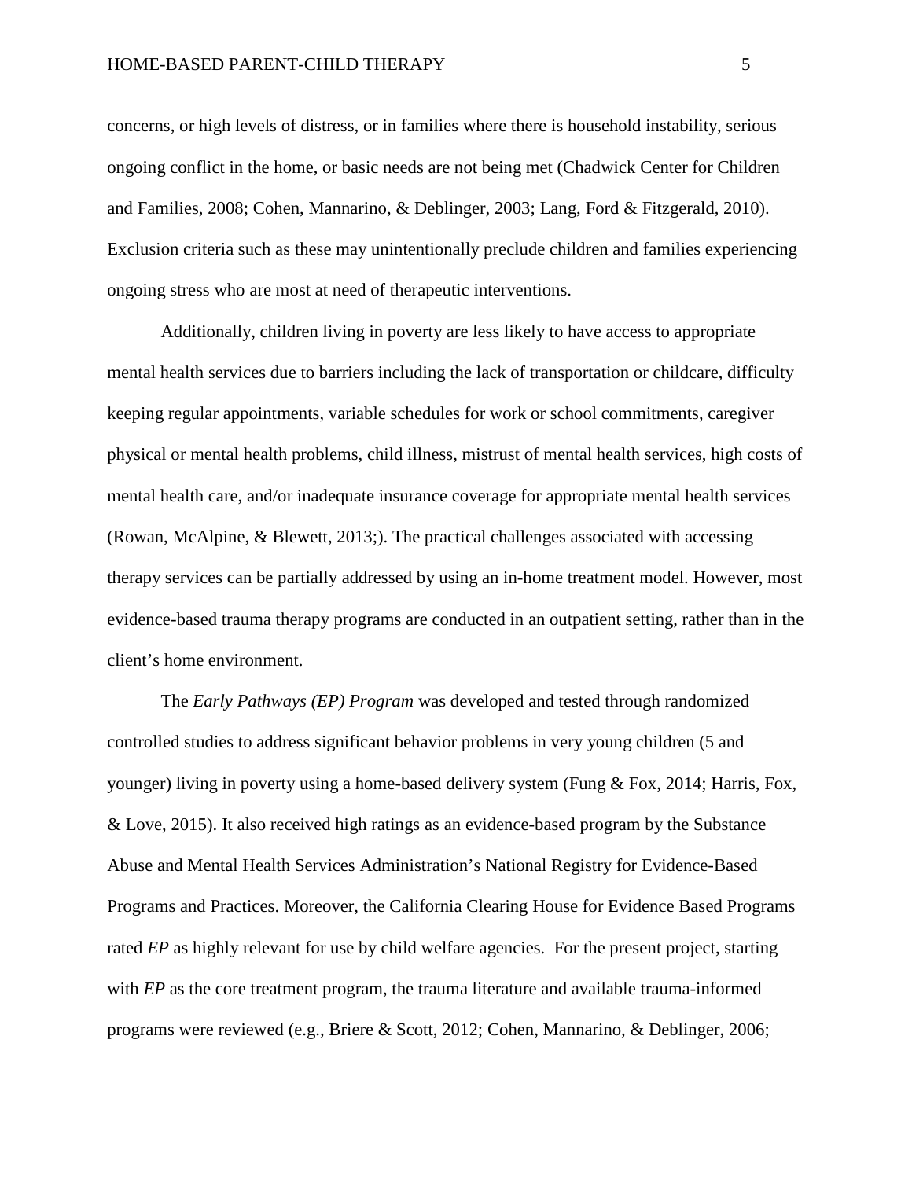concerns, or high levels of distress, or in families where there is household instability, serious ongoing conflict in the home, or basic needs are not being met (Chadwick Center for Children and Families, 2008; Cohen, Mannarino, & Deblinger, 2003; Lang, Ford & Fitzgerald, 2010). Exclusion criteria such as these may unintentionally preclude children and families experiencing ongoing stress who are most at need of therapeutic interventions.

Additionally, children living in poverty are less likely to have access to appropriate mental health services due to barriers including the lack of transportation or childcare, difficulty keeping regular appointments, variable schedules for work or school commitments, caregiver physical or mental health problems, child illness, mistrust of mental health services, high costs of mental health care, and/or inadequate insurance coverage for appropriate mental health services (Rowan, McAlpine, & Blewett, 2013;). The practical challenges associated with accessing therapy services can be partially addressed by using an in-home treatment model. However, most evidence-based trauma therapy programs are conducted in an outpatient setting, rather than in the client's home environment.

The *Early Pathways (EP) Program* was developed and tested through randomized controlled studies to address significant behavior problems in very young children (5 and younger) living in poverty using a home-based delivery system (Fung & Fox, 2014; Harris, Fox, & Love, 2015). It also received high ratings as an evidence-based program by the Substance Abuse and Mental Health Services Administration's National Registry for Evidence-Based Programs and Practices. Moreover, the California Clearing House for Evidence Based Programs rated *EP* as highly relevant for use by child welfare agencies. For the present project, starting with *EP* as the core treatment program, the trauma literature and available trauma-informed programs were reviewed (e.g., Briere & Scott, 2012; Cohen, Mannarino, & Deblinger, 2006;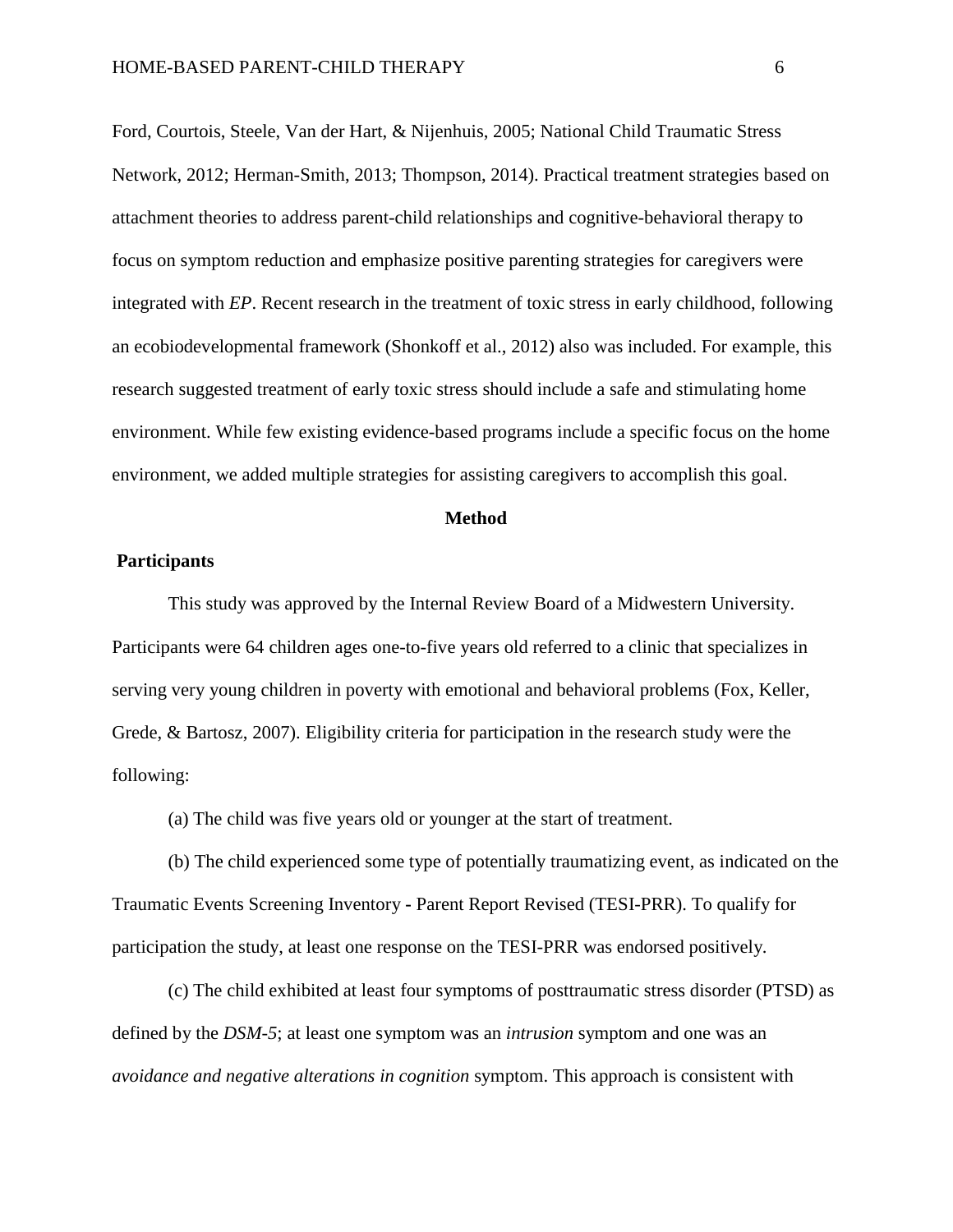Ford, Courtois, Steele, Van der Hart, & Nijenhuis, 2005; National Child Traumatic Stress Network, 2012; Herman-Smith, 2013; Thompson, 2014). Practical treatment strategies based on attachment theories to address parent-child relationships and cognitive-behavioral therapy to focus on symptom reduction and emphasize positive parenting strategies for caregivers were integrated with *EP*. Recent research in the treatment of toxic stress in early childhood, following an ecobiodevelopmental framework (Shonkoff et al., 2012) also was included. For example, this research suggested treatment of early toxic stress should include a safe and stimulating home environment. While few existing evidence-based programs include a specific focus on the home environment, we added multiple strategies for assisting caregivers to accomplish this goal.

## Method

### Participants

This study was approved by the Internal Review Board of a Midwestern University. Participants were 64 children ages one-to-five years old referred to a clinic that specializes in serving very young children in poverty with emotional and behavioral problems (Fox, Keller, Grede, & Bartosz, 2007). Eligibility criteria for participation in the research study were the following:

(a) The child was five years old or younger at the start of treatment.

(b) The child experienced some type of potentially traumatizing event, as indicated on the Traumatic Events Screening Inventory - Parent Report Revised (TESI-PRR). To qualify for participation the study, at least one response on the TESI-PRR was endorsed positively.

(c) The child exhibited at least four symptoms of posttraumatic stress disorder (PTSD) as defined by the *DSM-5*; at least one symptom was an *intrusion* symptom and one was an *avoidance and negative alterations in cognition* symptom. This approach is consistent with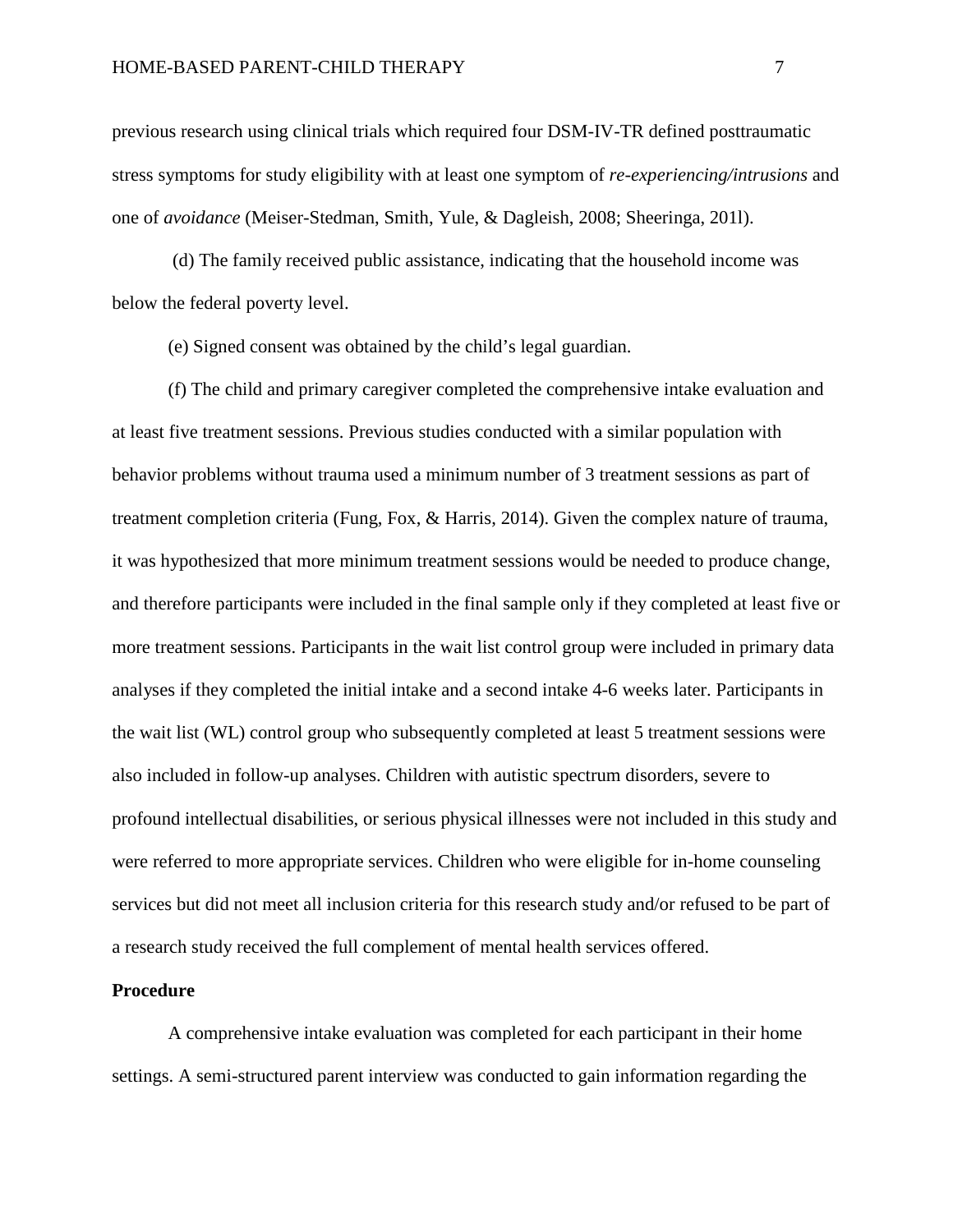previous research using clinical trials which required four DSM-IV-TR defined posttraumatic stress symptoms for study eligibility with at least one symptom of *re-experiencing/intrusions* and one of *avoidance* (Meiser-Stedman, Smith, Yule, & Dagleish, 2008; Sheeringa, 201l).

(d) The family received public assistance, indicating that the household income was below the federal poverty level.

(e) Signed consent was obtained by the child's legal guardian.

(f) The child and primary caregiver completed the comprehensive intake evaluation and at least five treatment sessions. Previous studies conducted with a similar population with behavior problems without trauma used a minimum number of 3 treatment sessions as part of treatment completion criteria (Fung, Fox, & Harris, 2014). Given the complex nature of trauma, it was hypothesized that more minimum treatment sessions would be needed to produce change, and therefore participants were included in the final sample only if they completed at least five or more treatment sessions. Participants in the wait list control group were included in primary data analyses if they completed the initial intake and a second intake 4-6 weeks later. Participants in the wait list (WL) control group who subsequently completed at least 5 treatment sessions were also included in follow-up analyses. Children with autistic spectrum disorders, severe to profound intellectual disabilities, or serious physical illnesses were not included in this study and were referred to more appropriate services. Children who were eligible for in-home counseling services but did not meet all inclusion criteria for this research study and/or refused to be part of a research study received the full complement of mental health services offered.

**Procedure**

A comprehensive intake evaluation was completed for each participant in their home settings. A semi-structured parent interview was conducted to gain information regarding the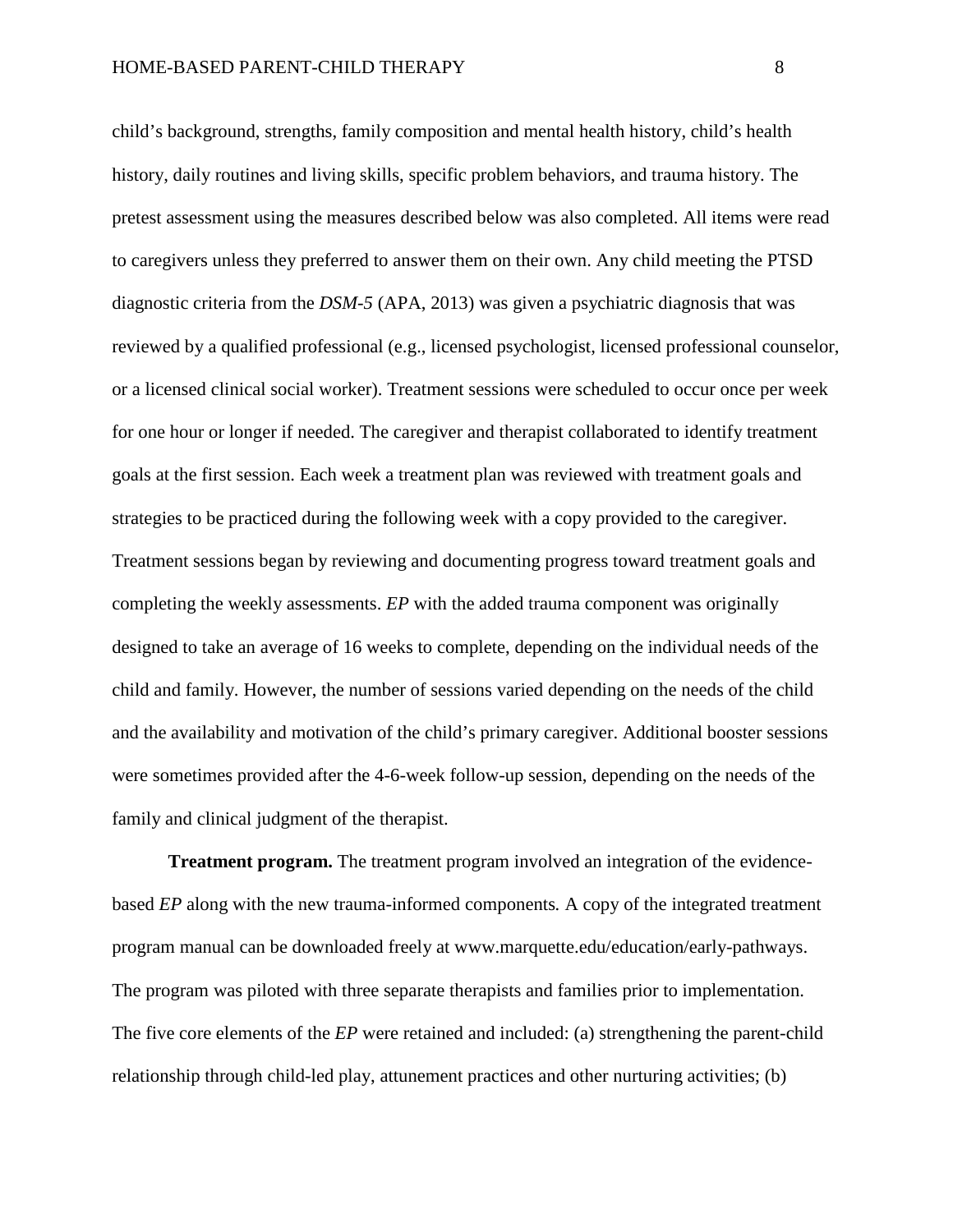child's background, strengths, family composition and mental health history, child's health history, daily routines and living skills, specific problem behaviors, and trauma history. The pretest assessment using the measures described below was also completed. All items were read to caregivers unless they preferred to answer them on their own. Any child meeting the PTSD diagnostic criteria from the *DSM-5* (APA, 2013) was given a psychiatric diagnosis that was reviewed by a qualified professional (e.g., licensed psychologist, licensed professional counselor, or a licensed clinical social worker). Treatment sessions were scheduled to occur once per week for one hour or longer if needed. The caregiver and therapist collaborated to identify treatment goals at the first session. Each week a treatment plan was reviewed with treatment goals and strategies to be practiced during the following week with a copy provided to the caregiver. Treatment sessions began by reviewing and documenting progress toward treatment goals and completing the weekly assessments. *EP* with the added trauma component was originally designed to take an average of 16 weeks to complete, depending on the individual needs of the child and family. However, the number of sessions varied depending on the needs of the child and the availability and motivation of the child's primary caregiver. Additional booster sessions were sometimes provided after the 4-6-week follow-up session, depending on the needs of the family and clinical judgment of the therapist.

**Treatment program.** The treatment program involved an integration of the evidence-based *EP* along with the new trauma-informed components. A copy of the integrated treatment program manual can be downloaded freely at www.marquette.edu/education/early-pathways. The program was piloted with three separate therapists and families prior to implementation. The five core elements of the *EP* were retained and included: (a) strengthening the parent-child relationship through child-led play, attunement practices and other nurturing activities; (b)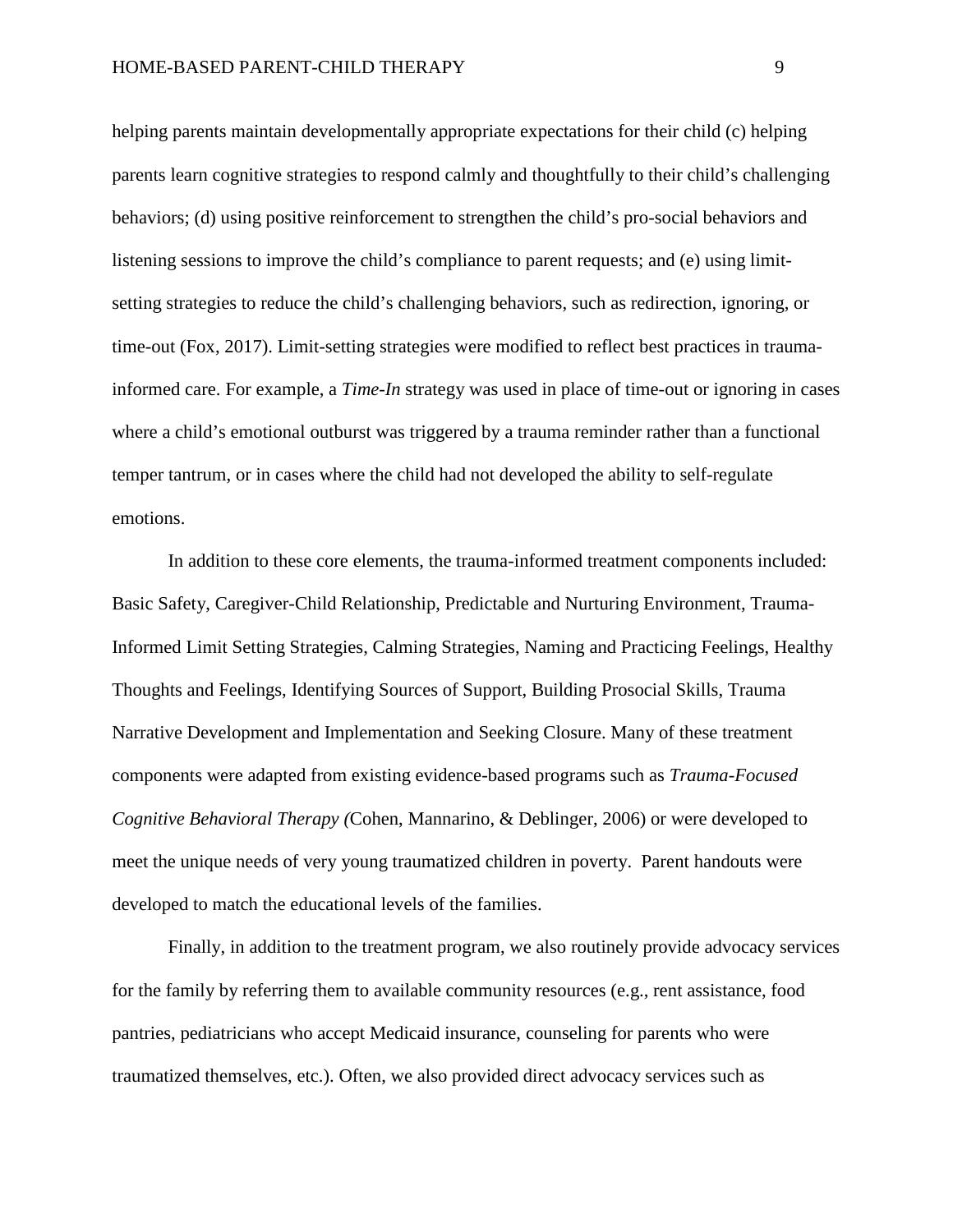helping parents maintain developmentally appropriate expectations for their child (c) helping parents learn cognitive strategies to respond calmly and thoughtfully to their child's challenging behaviors; (d) using positive reinforcement to strengthen the child's pro-social behaviors and listening sessions to improve the child's compliance to parent requests; and (e) using limit-setting strategies to reduce the child's challenging behaviors, such as redirection, ignoring, or time-out (Fox, 2017). Limit-setting strategies were modified to reflect best practices in trauma-informed care. For example, a *Time-In* strategy was used in place of time-out or ignoring in cases where a child's emotional outburst was triggered by a trauma reminder rather than a functional temper tantrum, or in cases where the child had not developed the ability to self-regulate emotions.

In addition to these core elements, the trauma-informed treatment components included: Basic Safety, Caregiver-Child Relationship, Predictable and Nurturing Environment, Trauma-Informed Limit Setting Strategies, Calming Strategies, Naming and Practicing Feelings, Healthy Thoughts and Feelings, Identifying Sources of Support, Building Prosocial Skills, Trauma Narrative Development and Implementation and Seeking Closure. Many of these treatment components were adapted from existing evidence-based programs such as *Trauma-Focused Cognitive Behavioral Therapy (*Cohen, Mannarino, & Deblinger, 2006) or were developed to meet the unique needs of very young traumatized children in poverty. Parent handouts were developed to match the educational levels of the families.

Finally, in addition to the treatment program, we also routinely provide advocacy services for the family by referring them to available community resources (e.g., rent assistance, food pantries, pediatricians who accept Medicaid insurance, counseling for parents who were traumatized themselves, etc.). Often, we also provided direct advocacy services such as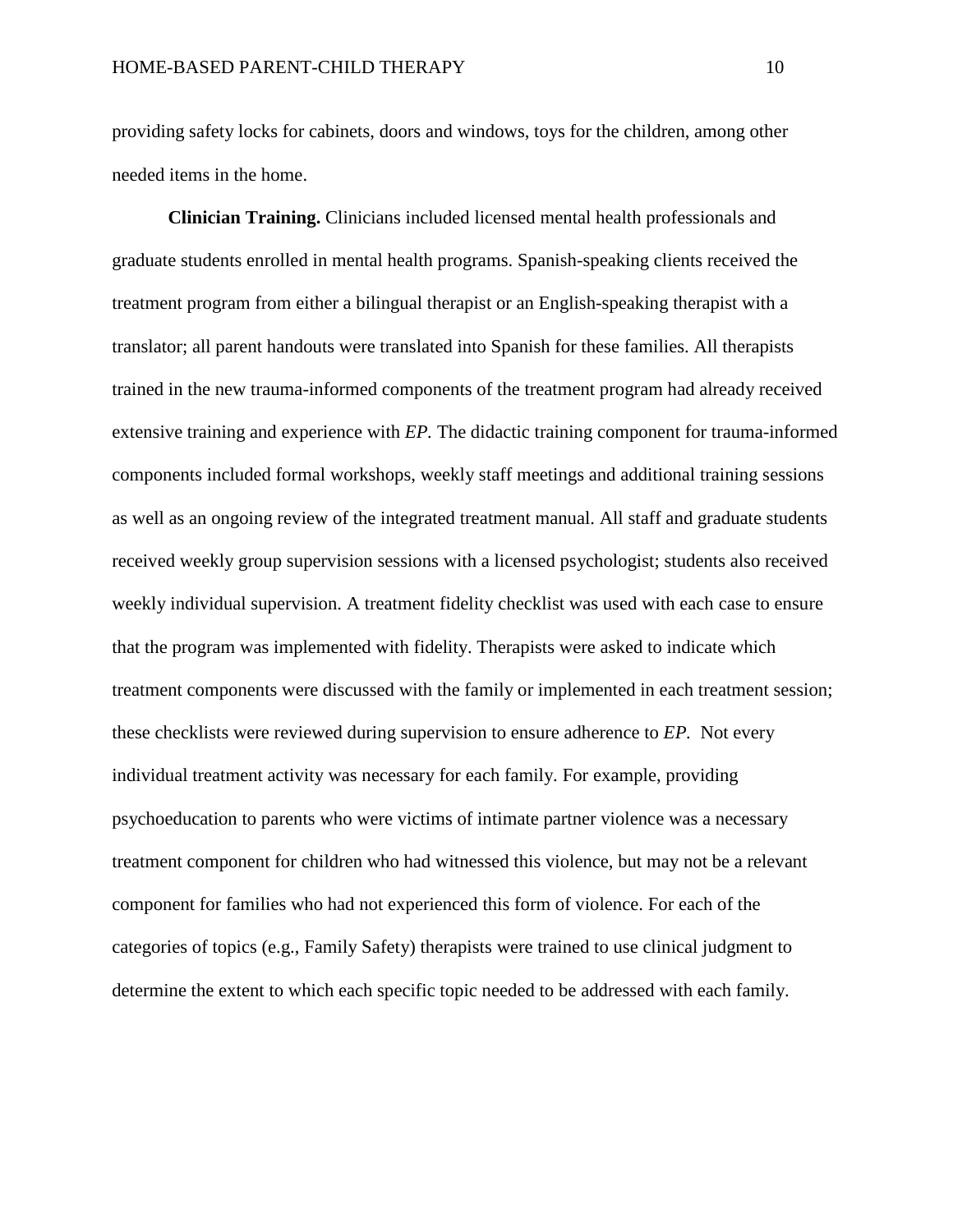providing safety locks for cabinets, doors and windows, toys for the children, among other needed items in the home.

**Clinician Training.** Clinicians included licensed mental health professionals and graduate students enrolled in mental health programs. Spanish-speaking clients received the treatment program from either a bilingual therapist or an English-speaking therapist with a translator; all parent handouts were translated into Spanish for these families. All therapists trained in the new trauma-informed components of the treatment program had already received extensive training and experience with *EP.* The didactic training component for trauma-informed components included formal workshops, weekly staff meetings and additional training sessions as well as an ongoing review of the integrated treatment manual. All staff and graduate students received weekly group supervision sessions with a licensed psychologist; students also received weekly individual supervision. A treatment fidelity checklist was used with each case to ensure that the program was implemented with fidelity. Therapists were asked to indicate which treatment components were discussed with the family or implemented in each treatment session; these checklists were reviewed during supervision to ensure adherence to *EP*. Not every individual treatment activity was necessary for each family. For example, providing psychoeducation to parents who were victims of intimate partner violence was a necessary treatment component for children who had witnessed this violence, but may not be a relevant component for families who had not experienced this form of violence. For each of the categories of topics (e.g., Family Safety) therapists were trained to use clinical judgment to determine the extent to which each specific topic needed to be addressed with each family.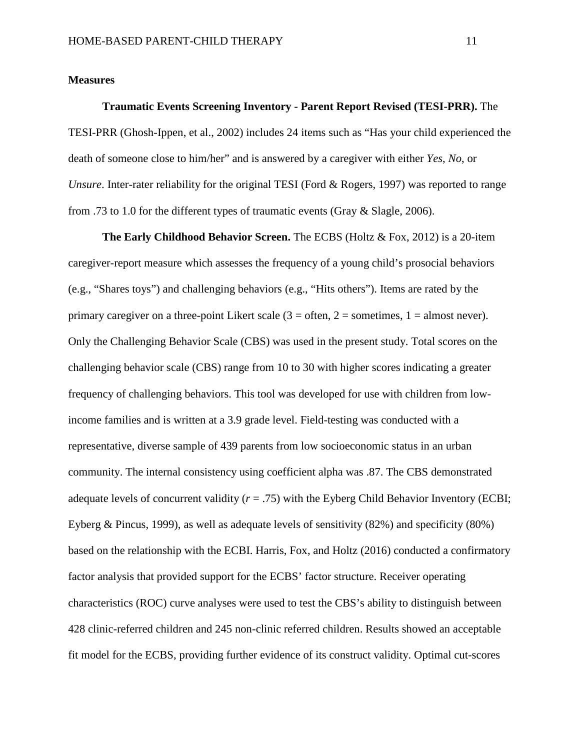## Measures

**Traumatic Events Screening Inventory - Parent Report Revised (TESI-PRR).** The TESI-PRR (Ghosh-Ippen, et al., 2002) includes 24 items such as "Has your child experienced the death of someone close to him/her" and is answered by a caregiver with either *Yes*, *No*, or *Unsure*. Inter-rater reliability for the original TESI (Ford & Rogers, 1997) was reported to range from .73 to 1.0 for the different types of traumatic events (Gray & Slagle, 2006).

**The Early Childhood Behavior Screen.** The ECBS (Holtz & Fox, 2012) is a 20-item caregiver-report measure which assesses the frequency of a young child's prosocial behaviors (e.g., "Shares toys") and challenging behaviors (e.g., "Hits others"). Items are rated by the primary caregiver on a three-point Likert scale (3 = often, 2 = sometimes, 1 = almost never). Only the Challenging Behavior Scale (CBS) was used in the present study. Total scores on the challenging behavior scale (CBS) range from 10 to 30 with higher scores indicating a greater frequency of challenging behaviors. This tool was developed for use with children from low-income families and is written at a 3.9 grade level. Field-testing was conducted with a representative, diverse sample of 439 parents from low socioeconomic status in an urban community. The internal consistency using coefficient alpha was .87. The CBS demonstrated adequate levels of concurrent validity ($r = .75$) with the Eyberg Child Behavior Inventory (ECBI; Eyberg & Pincus, 1999), as well as adequate levels of sensitivity (82%) and specificity (80%) based on the relationship with the ECBI. Harris, Fox, and Holtz (2016) conducted a confirmatory factor analysis that provided support for the ECBS' factor structure. Receiver operating characteristics (ROC) curve analyses were used to test the CBS's ability to distinguish between 428 clinic-referred children and 245 non-clinic referred children. Results showed an acceptable fit model for the ECBS, providing further evidence of its construct validity. Optimal cut-scores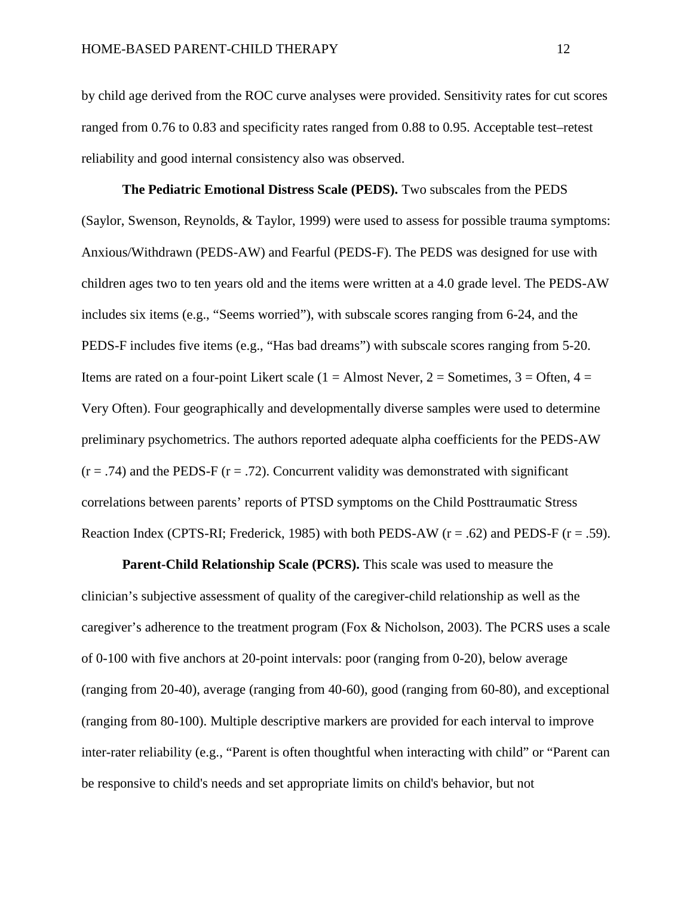by child age derived from the ROC curve analyses were provided. Sensitivity rates for cut scores ranged from 0.76 to 0.83 and specificity rates ranged from 0.88 to 0.95. Acceptable test–retest reliability and good internal consistency also was observed.

**The Pediatric Emotional Distress Scale (PEDS).** Two subscales from the PEDS (Saylor, Swenson, Reynolds, & Taylor, 1999) were used to assess for possible trauma symptoms: Anxious/Withdrawn (PEDS-AW) and Fearful (PEDS-F). The PEDS was designed for use with children ages two to ten years old and the items were written at a 4.0 grade level. The PEDS-AW includes six items (e.g., "Seems worried"), with subscale scores ranging from 6-24, and the PEDS-F includes five items (e.g., "Has bad dreams") with subscale scores ranging from 5-20. Items are rated on a four-point Likert scale (1 = Almost Never, 2 = Sometimes, 3 = Often, 4 = Very Often). Four geographically and developmentally diverse samples were used to determine preliminary psychometrics. The authors reported adequate alpha coefficients for the PEDS-AW ($r = .74$) and the PEDS-F ($r = .72$). Concurrent validity was demonstrated with significant correlations between parents' reports of PTSD symptoms on the Child Posttraumatic Stress Reaction Index (CPTS-RI; Frederick, 1985) with both PEDS-AW ($r = .62$) and PEDS-F ($r = .59$).

**Parent-Child Relationship Scale (PCRS).** This scale was used to measure the clinician's subjective assessment of quality of the caregiver-child relationship as well as the caregiver's adherence to the treatment program (Fox & Nicholson, 2003). The PCRS uses a scale of 0-100 with five anchors at 20-point intervals: poor (ranging from 0-20), below average (ranging from 20-40), average (ranging from 40-60), good (ranging from 60-80), and exceptional (ranging from 80-100). Multiple descriptive markers are provided for each interval to improve inter-rater reliability (e.g., "Parent is often thoughtful when interacting with child" or "Parent can be responsive to child's needs and set appropriate limits on child's behavior, but not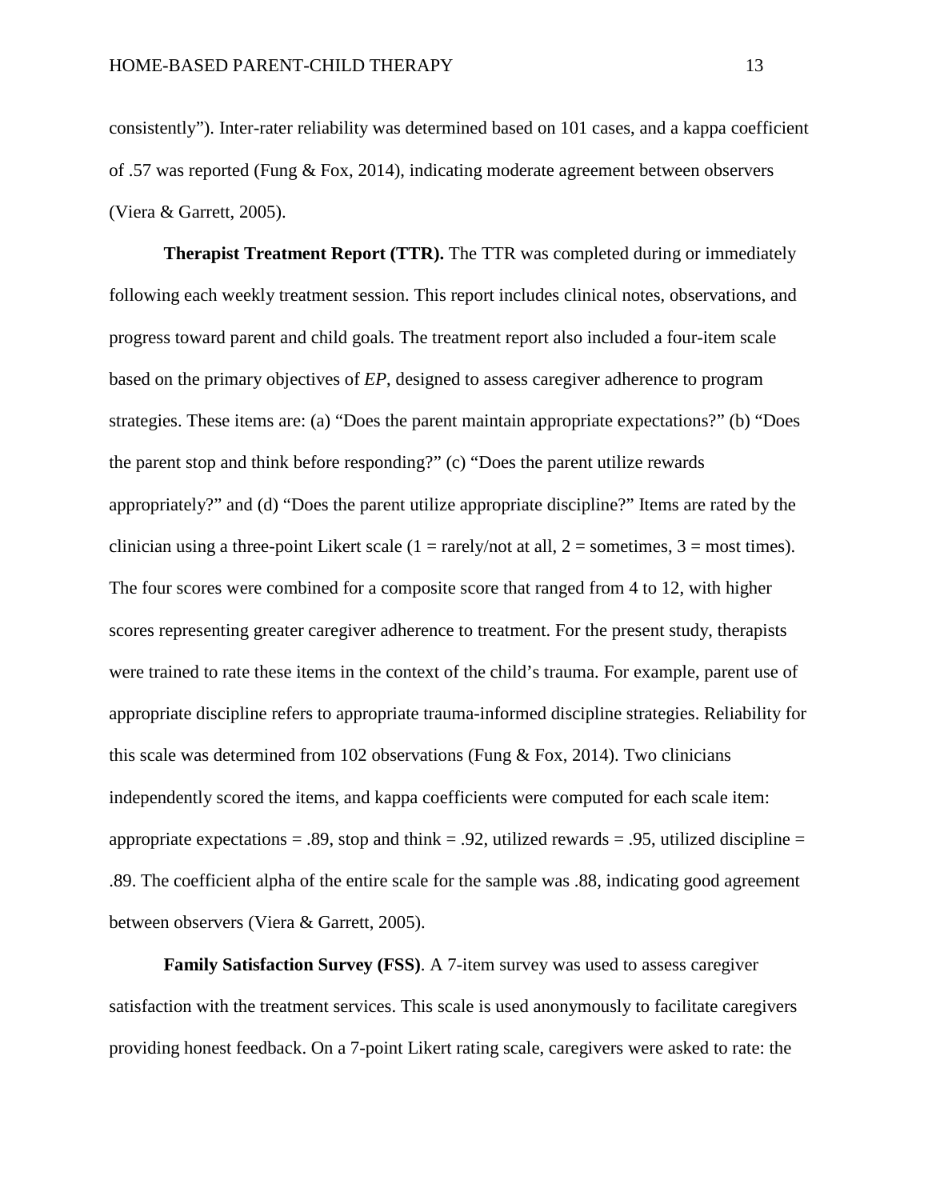consistently"). Inter-rater reliability was determined based on 101 cases, and a kappa coefficient of .57 was reported (Fung & Fox, 2014), indicating moderate agreement between observers (Viera & Garrett, 2005).

**Therapist Treatment Report (TTR).** The TTR was completed during or immediately following each weekly treatment session. This report includes clinical notes, observations, and progress toward parent and child goals. The treatment report also included a four-item scale based on the primary objectives of *EP*, designed to assess caregiver adherence to program strategies. These items are: (a) "Does the parent maintain appropriate expectations?" (b) "Does the parent stop and think before responding?" (c) "Does the parent utilize rewards appropriately?" and (d) "Does the parent utilize appropriate discipline?" Items are rated by the clinician using a three-point Likert scale (1 = rarely/not at all, 2 = sometimes, 3 = most times). The four scores were combined for a composite score that ranged from 4 to 12, with higher scores representing greater caregiver adherence to treatment. For the present study, therapists were trained to rate these items in the context of the child's trauma. For example, parent use of appropriate discipline refers to appropriate trauma-informed discipline strategies. Reliability for this scale was determined from 102 observations (Fung & Fox, 2014). Two clinicians independently scored the items, and kappa coefficients were computed for each scale item: appropriate expectations = .89, stop and think = .92, utilized rewards = .95, utilized discipline = .89. The coefficient alpha of the entire scale for the sample was .88, indicating good agreement between observers (Viera & Garrett, 2005).

**Family Satisfaction Survey (FSS)**. A 7-item survey was used to assess caregiver satisfaction with the treatment services. This scale is used anonymously to facilitate caregivers providing honest feedback. On a 7-point Likert rating scale, caregivers were asked to rate: the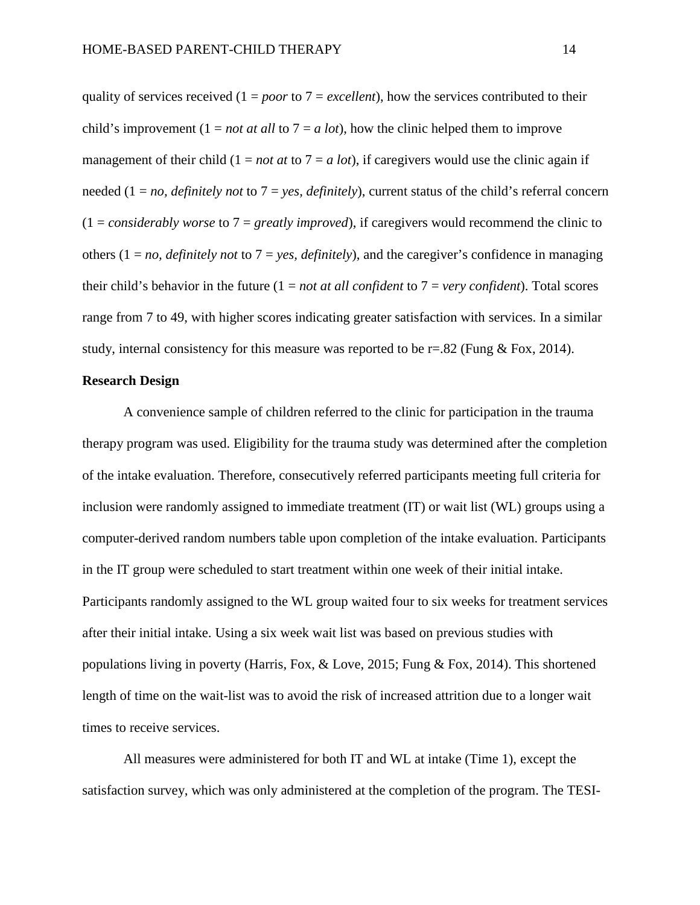quality of services received (1 = *poor* to 7 = *excellent*), how the services contributed to their child's improvement (1 = *not at all* to 7 = *a lot*), how the clinic helped them to improve management of their child (1 = *not at* to 7 = *a lot*), if caregivers would use the clinic again if needed (1 = *no, definitely not* to 7 = *yes, definitely*), current status of the child's referral concern (1 = *considerably worse* to 7 = *greatly improved*), if caregivers would recommend the clinic to others (1 = *no, definitely not* to 7 = *yes, definitely*), and the caregiver's confidence in managing their child's behavior in the future (1 = *not at all confident* to 7 = *very confident*). Total scores range from 7 to 49, with higher scores indicating greater satisfaction with services. In a similar study, internal consistency for this measure was reported to be r=.82 (Fung & Fox, 2014).

**Research Design**

A convenience sample of children referred to the clinic for participation in the trauma therapy program was used. Eligibility for the trauma study was determined after the completion of the intake evaluation. Therefore, consecutively referred participants meeting full criteria for inclusion were randomly assigned to immediate treatment (IT) or wait list (WL) groups using a computer-derived random numbers table upon completion of the intake evaluation. Participants in the IT group were scheduled to start treatment within one week of their initial intake. Participants randomly assigned to the WL group waited four to six weeks for treatment services after their initial intake. Using a six week wait list was based on previous studies with populations living in poverty (Harris, Fox, & Love, 2015; Fung & Fox, 2014). This shortened length of time on the wait-list was to avoid the risk of increased attrition due to a longer wait times to receive services.

All measures were administered for both IT and WL at intake (Time 1), except the satisfaction survey, which was only administered at the completion of the program. The TESI-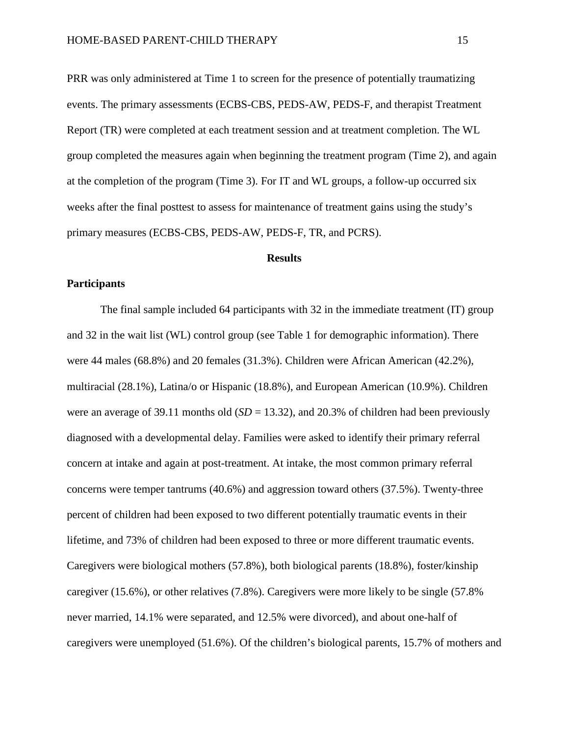PRR was only administered at Time 1 to screen for the presence of potentially traumatizing events. The primary assessments (ECBS-CBS, PEDS-AW, PEDS-F, and therapist Treatment Report (TR) were completed at each treatment session and at treatment completion. The WL group completed the measures again when beginning the treatment program (Time 2), and again at the completion of the program (Time 3). For IT and WL groups, a follow-up occurred six weeks after the final posttest to assess for maintenance of treatment gains using the study's primary measures (ECBS-CBS, PEDS-AW, PEDS-F, TR, and PCRS).

## Results

### Participants

The final sample included 64 participants with 32 in the immediate treatment (IT) group and 32 in the wait list (WL) control group (see Table 1 for demographic information). There were 44 males (68.8%) and 20 females (31.3%). Children were African American (42.2%), multiracial (28.1%), Latina/o or Hispanic (18.8%), and European American (10.9%). Children were an average of 39.11 months old (*SD* = 13.32), and 20.3% of children had been previously diagnosed with a developmental delay. Families were asked to identify their primary referral concern at intake and again at post-treatment. At intake, the most common primary referral concerns were temper tantrums (40.6%) and aggression toward others (37.5%). Twenty-three percent of children had been exposed to two different potentially traumatic events in their lifetime, and 73% of children had been exposed to three or more different traumatic events. Caregivers were biological mothers (57.8%), both biological parents (18.8%), foster/kinship caregiver (15.6%), or other relatives (7.8%). Caregivers were more likely to be single (57.8% never married, 14.1% were separated, and 12.5% were divorced), and about one-half of caregivers were unemployed (51.6%). Of the children's biological parents, 15.7% of mothers and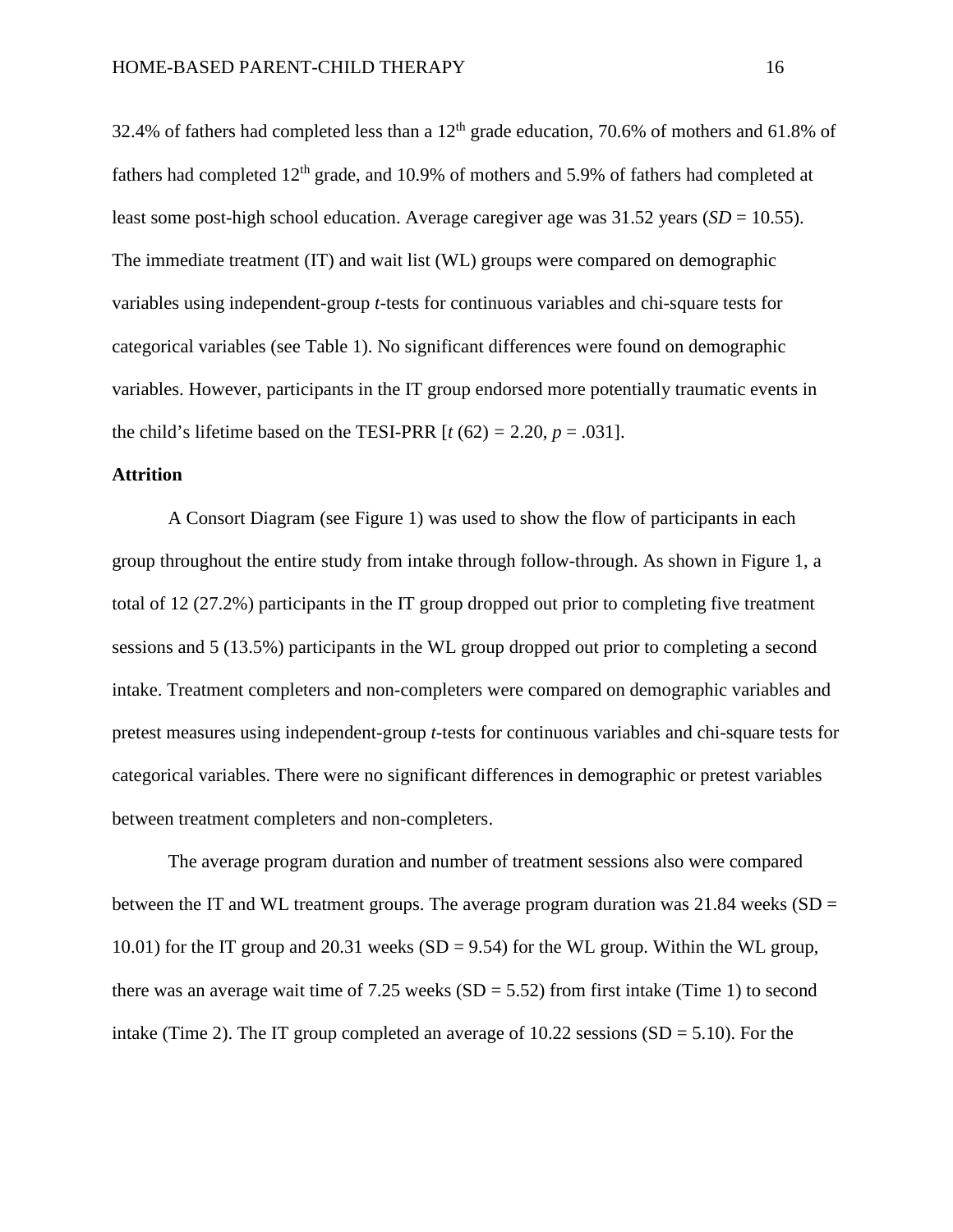32.4% of fathers had completed less than a 12th grade education, 70.6% of mothers and 61.8% of fathers had completed 12th grade, and 10.9% of mothers and 5.9% of fathers had completed at least some post-high school education. Average caregiver age was 31.52 years (*SD* = 10.55). The immediate treatment (IT) and wait list (WL) groups were compared on demographic variables using independent-group *t*-tests for continuous variables and chi-square tests for categorical variables (see Table 1). No significant differences were found on demographic variables. However, participants in the IT group endorsed more potentially traumatic events in the child's lifetime based on the TESI-PRR [$t(62) = 2.20$, $p = .031$].

**Attrition**

A Consort Diagram (see Figure 1) was used to show the flow of participants in each group throughout the entire study from intake through follow-through. As shown in Figure 1, a total of 12 (27.2%) participants in the IT group dropped out prior to completing five treatment sessions and 5 (13.5%) participants in the WL group dropped out prior to completing a second intake. Treatment completers and non-completers were compared on demographic variables and pretest measures using independent-group *t*-tests for continuous variables and chi-square tests for categorical variables. There were no significant differences in demographic or pretest variables between treatment completers and non-completers.

The average program duration and number of treatment sessions also were compared between the IT and WL treatment groups. The average program duration was 21.84 weeks (SD = 10.01) for the IT group and 20.31 weeks (SD = 9.54) for the WL group. Within the WL group, there was an average wait time of 7.25 weeks (SD = 5.52) from first intake (Time 1) to second intake (Time 2). The IT group completed an average of 10.22 sessions (SD = 5.10). For the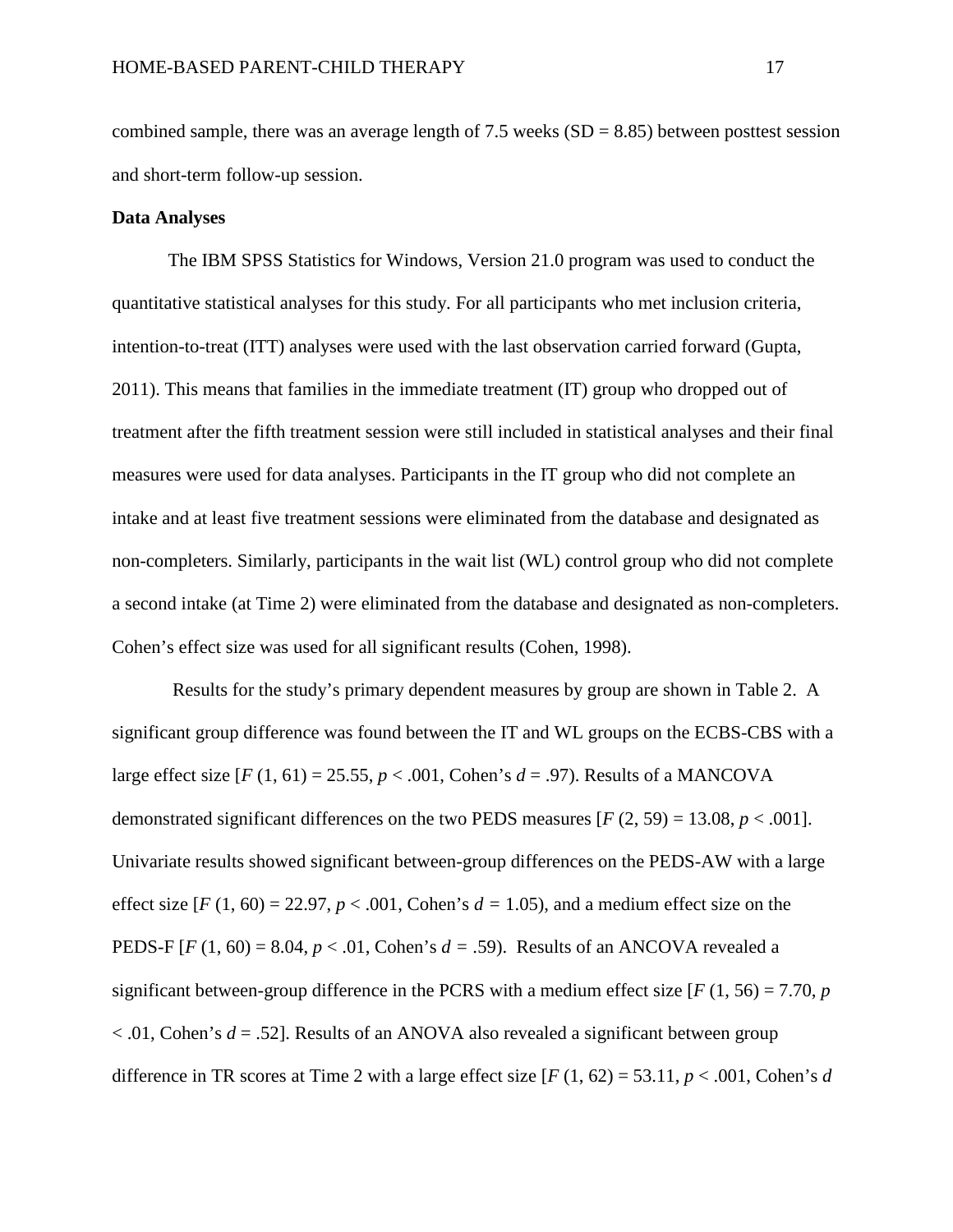combined sample, there was an average length of 7.5 weeks (SD = 8.85) between posttest session and short-term follow-up session.

**Data Analyses**

The IBM SPSS Statistics for Windows, Version 21.0 program was used to conduct the quantitative statistical analyses for this study. For all participants who met inclusion criteria, intention-to-treat (ITT) analyses were used with the last observation carried forward (Gupta, 2011). This means that families in the immediate treatment (IT) group who dropped out of treatment after the fifth treatment session were still included in statistical analyses and their final measures were used for data analyses. Participants in the IT group who did not complete an intake and at least five treatment sessions were eliminated from the database and designated as non-completers. Similarly, participants in the wait list (WL) control group who did not complete a second intake (at Time 2) were eliminated from the database and designated as non-completers. Cohen's effect size was used for all significant results (Cohen, 1998).

Results for the study's primary dependent measures by group are shown in Table 2. A significant group difference was found between the IT and WL groups on the ECBS-CBS with a large effect size [$F$ (1, 61) = 25.55, $p < .001$, Cohen's $d = .97$). Results of a MANCOVA demonstrated significant differences on the two PEDS measures [$F$ (2, 59) = 13.08, $p < .001$]. Univariate results showed significant between-group differences on the PEDS-AW with a large effect size [$F$ (1, 60) = 22.97, $p < .001$, Cohen's $d = 1.05$), and a medium effect size on the PEDS-F [$F$ (1, 60) = 8.04, $p < .01$, Cohen's $d = .59$). Results of an ANCOVA revealed a significant between-group difference in the PCRS with a medium effect size [$F$ (1, 56) = 7.70, $p < .01$, Cohen's $d = .52$]. Results of an ANOVA also revealed a significant between group difference in TR scores at Time 2 with a large effect size [$F$ (1, 62) = 53.11, $p < .001$, Cohen's $d$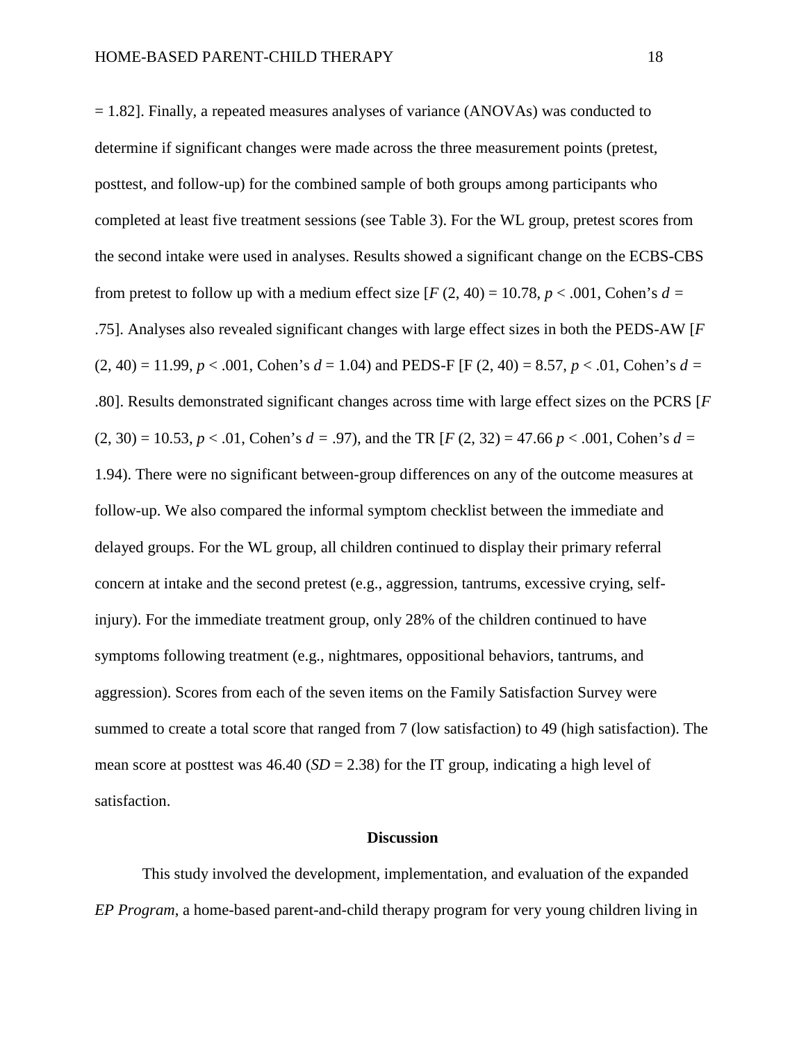= 1.82]. Finally, a repeated measures analyses of variance (ANOVAs) was conducted to determine if significant changes were made across the three measurement points (pretest, posttest, and follow-up) for the combined sample of both groups among participants who completed at least five treatment sessions (see Table 3). For the WL group, pretest scores from the second intake were used in analyses. Results showed a significant change on the ECBS-CBS from pretest to follow up with a medium effect size [$F$ (2, 40) = 10.78, $p < .001$, Cohen's $d$ = .75]. Analyses also revealed significant changes with large effect sizes in both the PEDS-AW [$F$ (2, 40) = 11.99, $p < .001$, Cohen's $d$ = 1.04) and PEDS-F [F (2, 40) = 8.57, $p < .01$, Cohen's $d$ = .80]. Results demonstrated significant changes across time with large effect sizes on the PCRS [$F$ (2, 30) = 10.53, $p < .01$, Cohen's $d$ = .97), and the TR [$F$ (2, 32) = 47.66 $p < .001$, Cohen's $d$ = 1.94). There were no significant between-group differences on any of the outcome measures at follow-up. We also compared the informal symptom checklist between the immediate and delayed groups. For the WL group, all children continued to display their primary referral concern at intake and the second pretest (e.g., aggression, tantrums, excessive crying, self-injury). For the immediate treatment group, only 28% of the children continued to have symptoms following treatment (e.g., nightmares, oppositional behaviors, tantrums, and aggression). Scores from each of the seven items on the Family Satisfaction Survey were summed to create a total score that ranged from 7 (low satisfaction) to 49 (high satisfaction). The mean score at posttest was 46.40 ($SD$ = 2.38) for the IT group, indicating a high level of satisfaction.

## Discussion

This study involved the development, implementation, and evaluation of the expanded *EP Program*, a home-based parent-and-child therapy program for very young children living in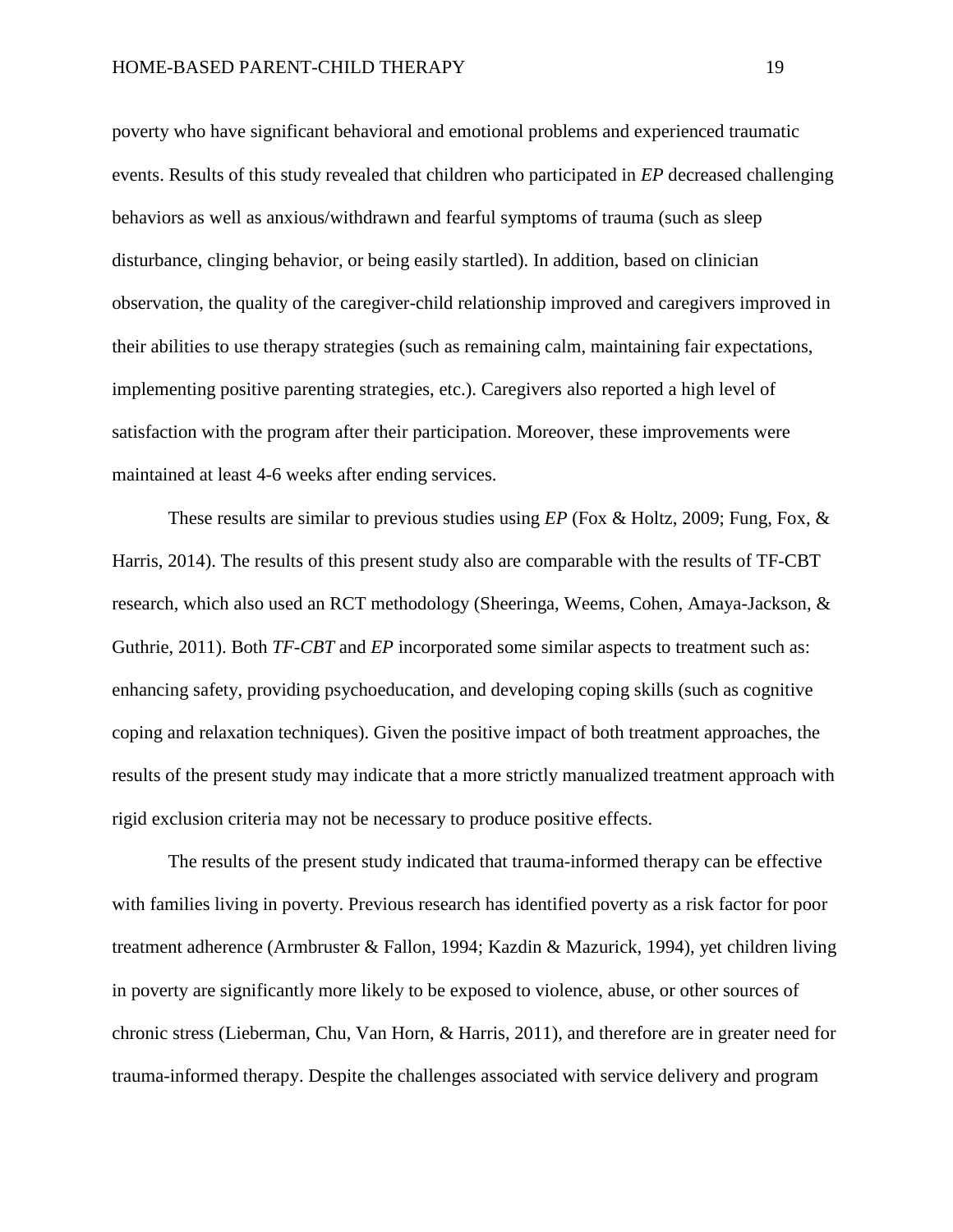poverty who have significant behavioral and emotional problems and experienced traumatic events. Results of this study revealed that children who participated in *EP* decreased challenging behaviors as well as anxious/withdrawn and fearful symptoms of trauma (such as sleep disturbance, clinging behavior, or being easily startled). In addition, based on clinician observation, the quality of the caregiver-child relationship improved and caregivers improved in their abilities to use therapy strategies (such as remaining calm, maintaining fair expectations, implementing positive parenting strategies, etc.). Caregivers also reported a high level of satisfaction with the program after their participation. Moreover, these improvements were maintained at least 4-6 weeks after ending services.

These results are similar to previous studies using *EP* (Fox & Holtz, 2009; Fung, Fox, & Harris, 2014). The results of this present study also are comparable with the results of TF-CBT research, which also used an RCT methodology (Sheeringa, Weems, Cohen, Amaya-Jackson, & Guthrie, 2011). Both *TF-CBT* and *EP* incorporated some similar aspects to treatment such as: enhancing safety, providing psychoeducation, and developing coping skills (such as cognitive coping and relaxation techniques). Given the positive impact of both treatment approaches, the results of the present study may indicate that a more strictly manualized treatment approach with rigid exclusion criteria may not be necessary to produce positive effects.

The results of the present study indicated that trauma-informed therapy can be effective with families living in poverty. Previous research has identified poverty as a risk factor for poor treatment adherence (Armbruster & Fallon, 1994; Kazdin & Mazurick, 1994), yet children living in poverty are significantly more likely to be exposed to violence, abuse, or other sources of chronic stress (Lieberman, Chu, Van Horn, & Harris, 2011), and therefore are in greater need for trauma-informed therapy. Despite the challenges associated with service delivery and program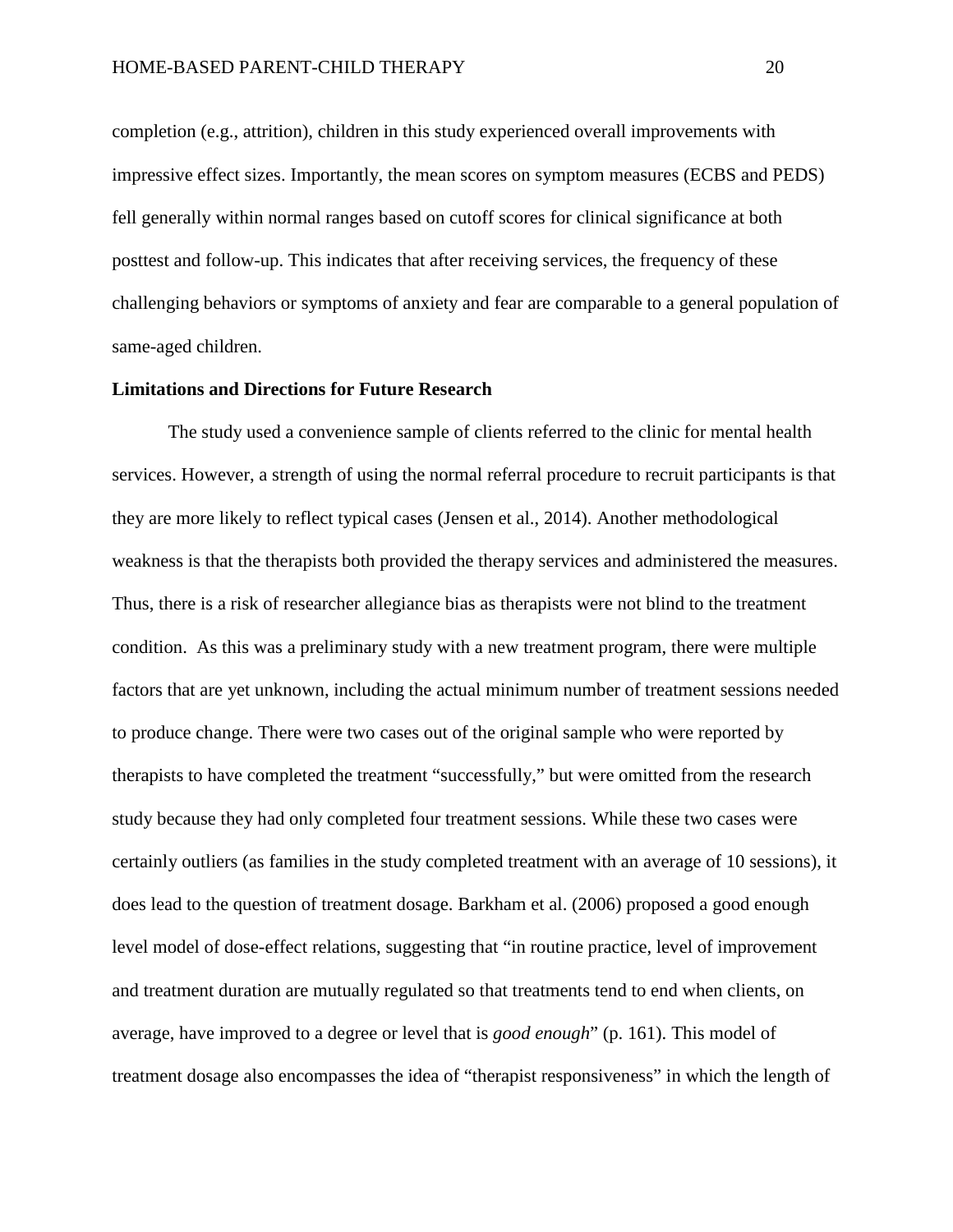completion (e.g., attrition), children in this study experienced overall improvements with impressive effect sizes. Importantly, the mean scores on symptom measures (ECBS and PEDS) fell generally within normal ranges based on cutoff scores for clinical significance at both posttest and follow-up. This indicates that after receiving services, the frequency of these challenging behaviors or symptoms of anxiety and fear are comparable to a general population of same-aged children.

**Limitations and Directions for Future Research**

The study used a convenience sample of clients referred to the clinic for mental health services. However, a strength of using the normal referral procedure to recruit participants is that they are more likely to reflect typical cases (Jensen et al., 2014). Another methodological weakness is that the therapists both provided the therapy services and administered the measures. Thus, there is a risk of researcher allegiance bias as therapists were not blind to the treatment condition. As this was a preliminary study with a new treatment program, there were multiple factors that are yet unknown, including the actual minimum number of treatment sessions needed to produce change. There were two cases out of the original sample who were reported by therapists to have completed the treatment "successfully," but were omitted from the research study because they had only completed four treatment sessions. While these two cases were certainly outliers (as families in the study completed treatment with an average of 10 sessions), it does lead to the question of treatment dosage. Barkham et al. (2006) proposed a good enough level model of dose-effect relations, suggesting that "in routine practice, level of improvement and treatment duration are mutually regulated so that treatments tend to end when clients, on average, have improved to a degree or level that is *good enough*" (p. 161). This model of treatment dosage also encompasses the idea of "therapist responsiveness" in which the length of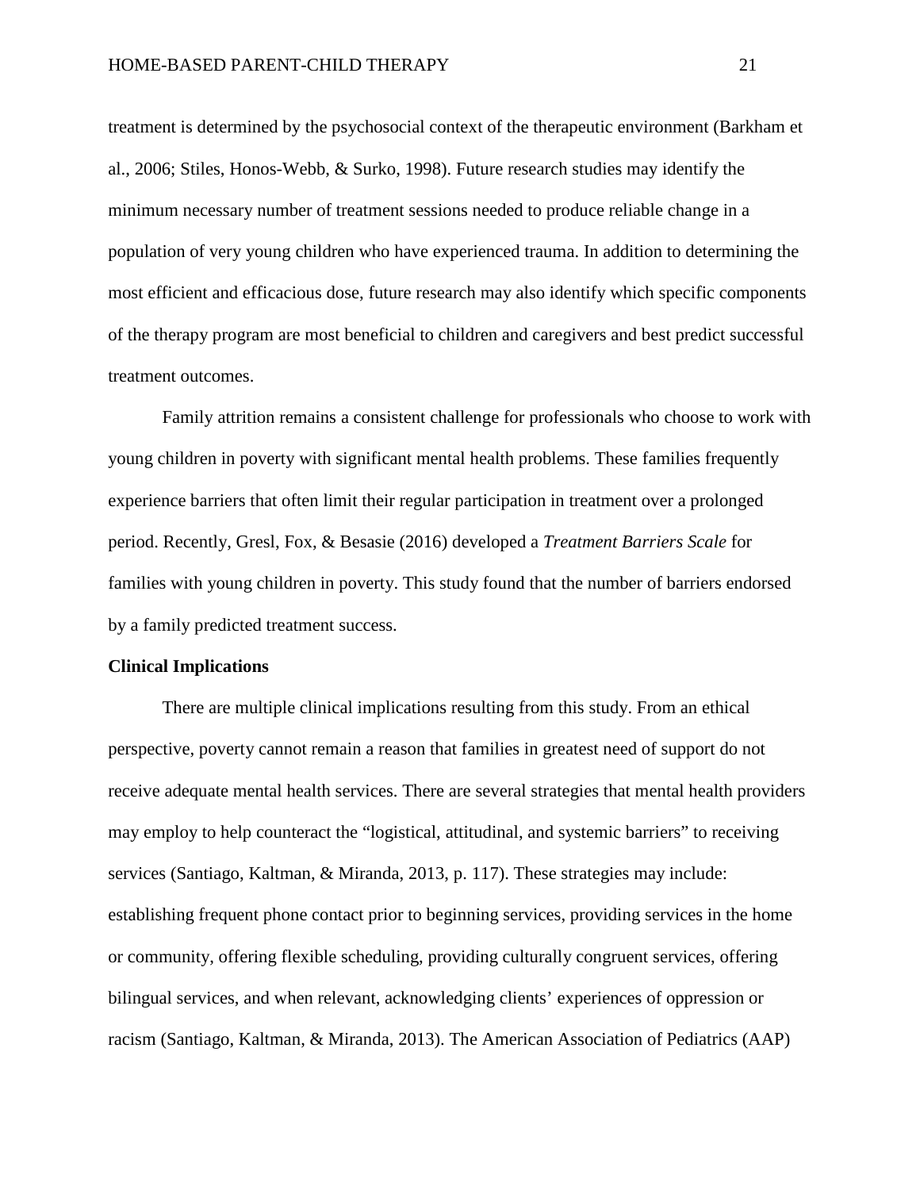treatment is determined by the psychosocial context of the therapeutic environment (Barkham et al., 2006; Stiles, Honos-Webb, & Surko, 1998). Future research studies may identify the minimum necessary number of treatment sessions needed to produce reliable change in a population of very young children who have experienced trauma. In addition to determining the most efficient and efficacious dose, future research may also identify which specific components of the therapy program are most beneficial to children and caregivers and best predict successful treatment outcomes.

Family attrition remains a consistent challenge for professionals who choose to work with young children in poverty with significant mental health problems. These families frequently experience barriers that often limit their regular participation in treatment over a prolonged period. Recently, Gresl, Fox, & Besasie (2016) developed a *Treatment Barriers Scale* for families with young children in poverty. This study found that the number of barriers endorsed by a family predicted treatment success.

**Clinical Implications**

There are multiple clinical implications resulting from this study. From an ethical perspective, poverty cannot remain a reason that families in greatest need of support do not receive adequate mental health services. There are several strategies that mental health providers may employ to help counteract the "logistical, attitudinal, and systemic barriers" to receiving services (Santiago, Kaltman, & Miranda, 2013, p. 117). These strategies may include: establishing frequent phone contact prior to beginning services, providing services in the home or community, offering flexible scheduling, providing culturally congruent services, offering bilingual services, and when relevant, acknowledging clients' experiences of oppression or racism (Santiago, Kaltman, & Miranda, 2013). The American Association of Pediatrics (AAP)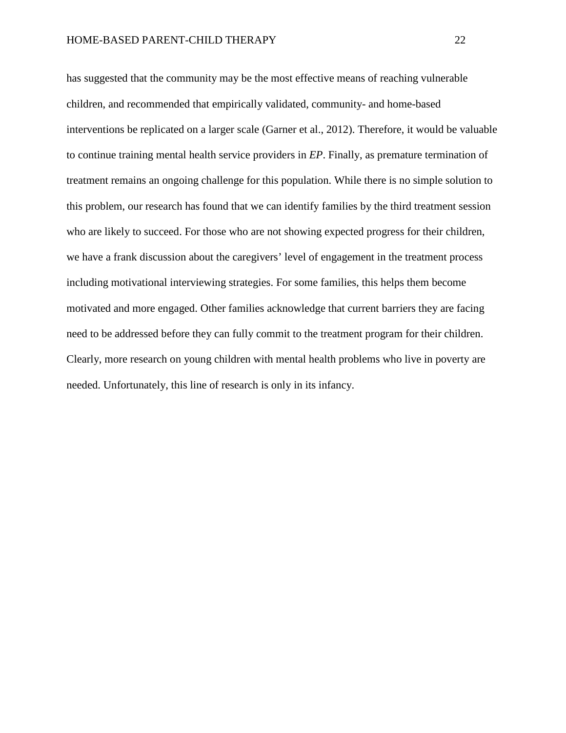has suggested that the community may be the most effective means of reaching vulnerable children, and recommended that empirically validated, community- and home-based interventions be replicated on a larger scale (Garner et al., 2012). Therefore, it would be valuable to continue training mental health service providers in *EP*. Finally, as premature termination of treatment remains an ongoing challenge for this population. While there is no simple solution to this problem, our research has found that we can identify families by the third treatment session who are likely to succeed. For those who are not showing expected progress for their children, we have a frank discussion about the caregivers' level of engagement in the treatment process including motivational interviewing strategies. For some families, this helps them become motivated and more engaged. Other families acknowledge that current barriers they are facing need to be addressed before they can fully commit to the treatment program for their children. Clearly, more research on young children with mental health problems who live in poverty are needed. Unfortunately, this line of research is only in its infancy.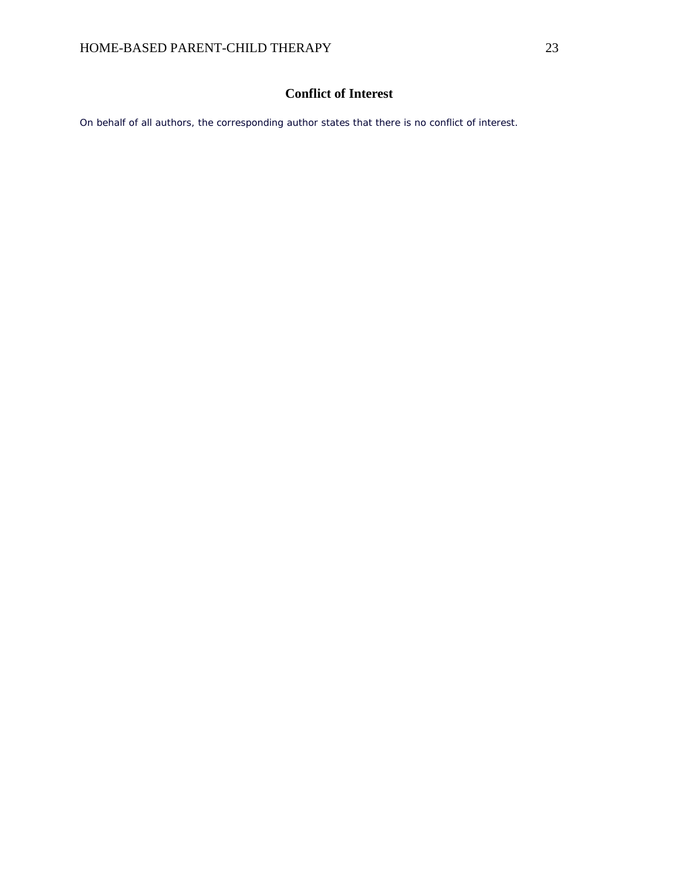# Conflict of Interest

On behalf of all authors, the corresponding author states that there is no conflict of interest.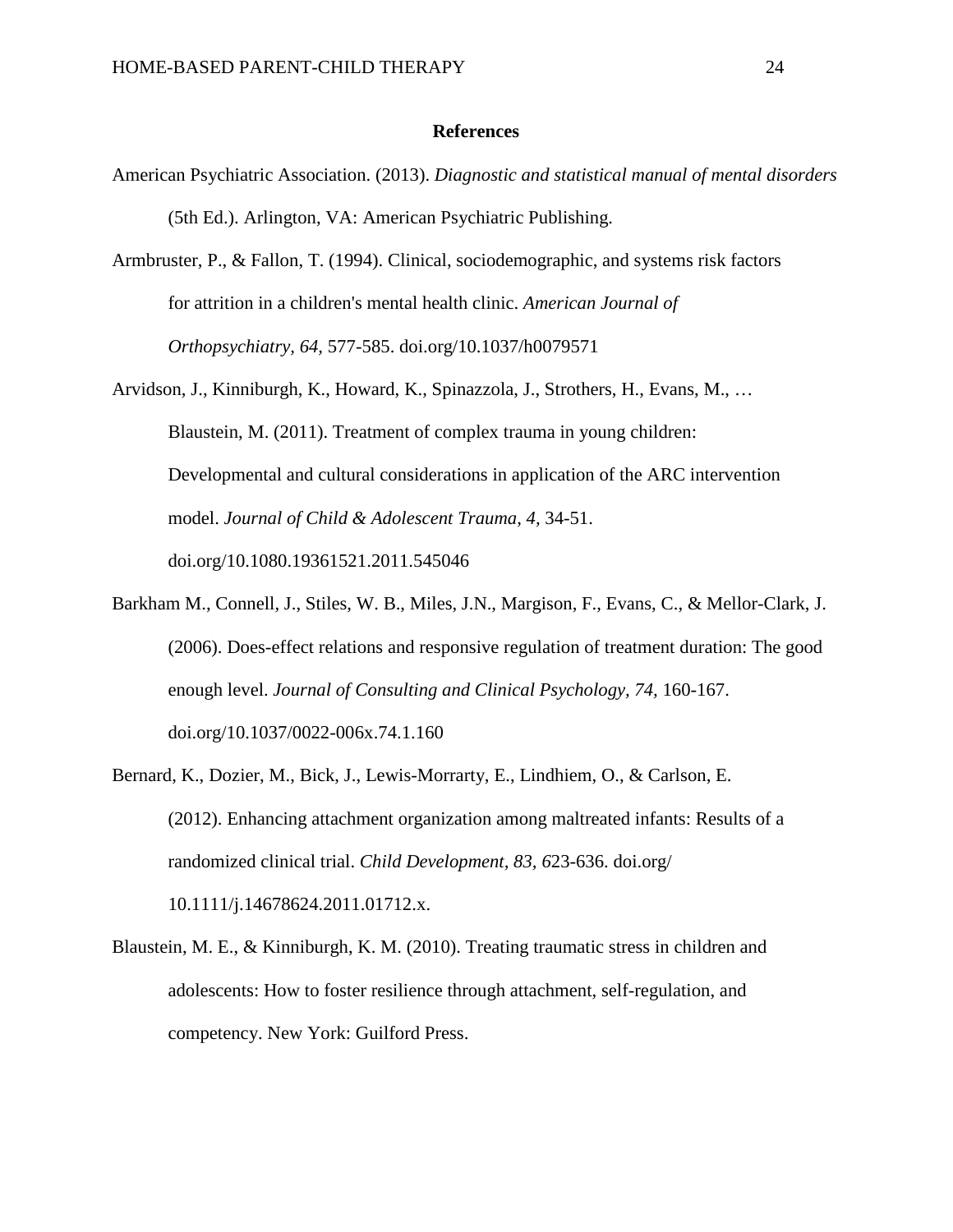**References**

American Psychiatric Association. (2013). *Diagnostic and statistical manual of mental disorders* (5th Ed.). Arlington, VA: American Psychiatric Publishing.

Armbruster, P., & Fallon, T. (1994). Clinical, sociodemographic, and systems risk factors for attrition in a children's mental health clinic. *American Journal of Orthopsychiatry, 64,* 577-585. doi.org/10.1037/h0079571

Arvidson, J., Kinniburgh, K., Howard, K., Spinazzola, J., Strothers, H., Evans, M., … Blaustein, M. (2011). Treatment of complex trauma in young children: Developmental and cultural considerations in application of the ARC intervention model. *Journal of Child & Adolescent Trauma, 4,* 34-51. doi.org/10.1080.19361521.2011.545046

Barkham M., Connell, J., Stiles, W. B., Miles, J.N., Margison, F., Evans, C., & Mellor-Clark, J. (2006). Does-effect relations and responsive regulation of treatment duration: The good enough level. *Journal of Consulting and Clinical Psychology, 74,* 160-167. doi.org/10.1037/0022-006x.74.1.160

Bernard, K., Dozier, M., Bick, J., Lewis-Morrarty, E., Lindhiem, O., & Carlson, E. (2012). Enhancing attachment organization among maltreated infants: Results of a randomized clinical trial. *Child Development, 83, 6*23-636. doi.org/ 10.1111/j.14678624.2011.01712.x.

Blaustein, M. E., & Kinniburgh, K. M. (2010). Treating traumatic stress in children and adolescents: How to foster resilience through attachment, self-regulation, and competency. New York: Guilford Press.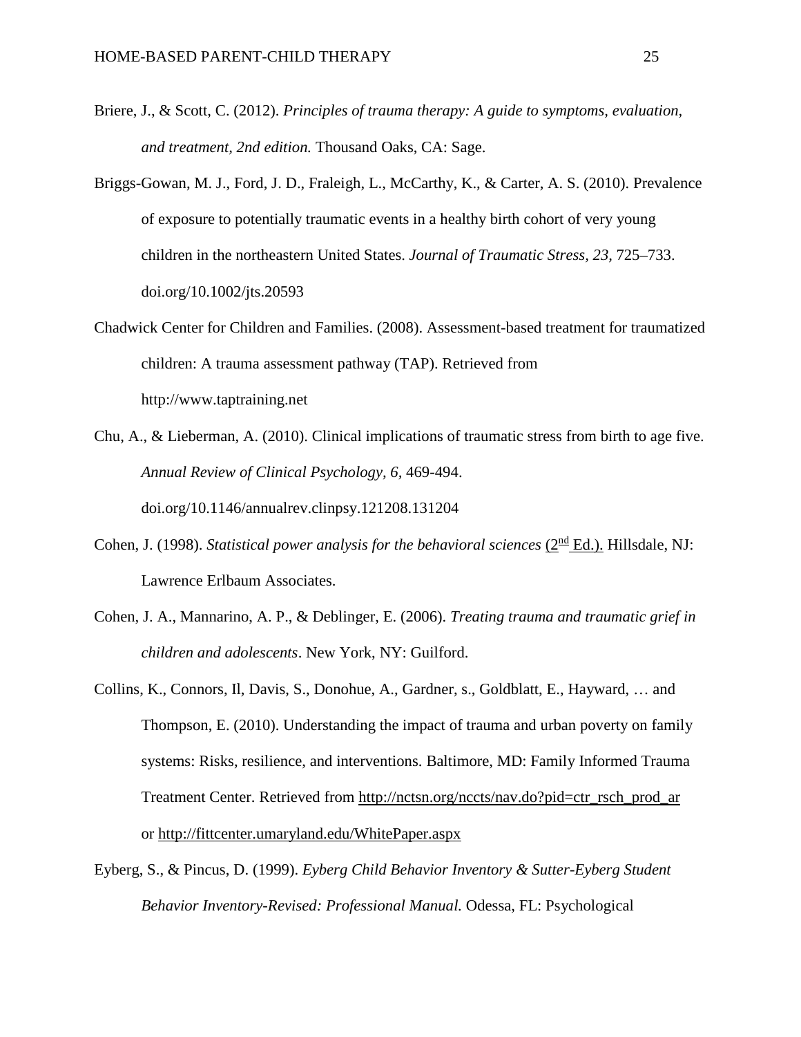Briere, J., & Scott, C. (2012). *Principles of trauma therapy: A guide to symptoms, evaluation, and treatment, 2nd edition.* Thousand Oaks, CA: Sage.

Briggs-Gowan, M. J., Ford, J. D., Fraleigh, L., McCarthy, K., & Carter, A. S. (2010). Prevalence of exposure to potentially traumatic events in a healthy birth cohort of very young children in the northeastern United States. *Journal of Traumatic Stress, 23*, 725–733. doi.org/10.1002/jts.20593

Chadwick Center for Children and Families. (2008). Assessment-based treatment for traumatized children: A trauma assessment pathway (TAP). Retrieved from http://www.taptraining.net

Chu, A., & Lieberman, A. (2010). Clinical implications of traumatic stress from birth to age five. *Annual Review of Clinical Psychology, 6*, 469-494. doi.org/10.1146/annualrev.clinpsy.121208.131204

Cohen, J. (1998). *Statistical power analysis for the behavioral sciences* (2nd Ed.). Hillsdale, NJ: Lawrence Erlbaum Associates.

Cohen, J. A., Mannarino, A. P., & Deblinger, E. (2006). *Treating trauma and traumatic grief in children and adolescents*. New York, NY: Guilford.

Collins, K., Connors, Il, Davis, S., Donohue, A., Gardner, s., Goldblatt, E., Hayward, … and Thompson, E. (2010). Understanding the impact of trauma and urban poverty on family systems: Risks, resilience, and interventions. Baltimore, MD: Family Informed Trauma Treatment Center. Retrieved from http://nctsn.org/nccts/nav.do?pid=ctr_rsch_prod_ar or http://fittcenter.umaryland.edu/WhitePaper.aspx

Eyberg, S., & Pincus, D. (1999). *Eyberg Child Behavior Inventory & Sutter-Eyberg Student Behavior Inventory-Revised: Professional Manual.* Odessa, FL: Psychological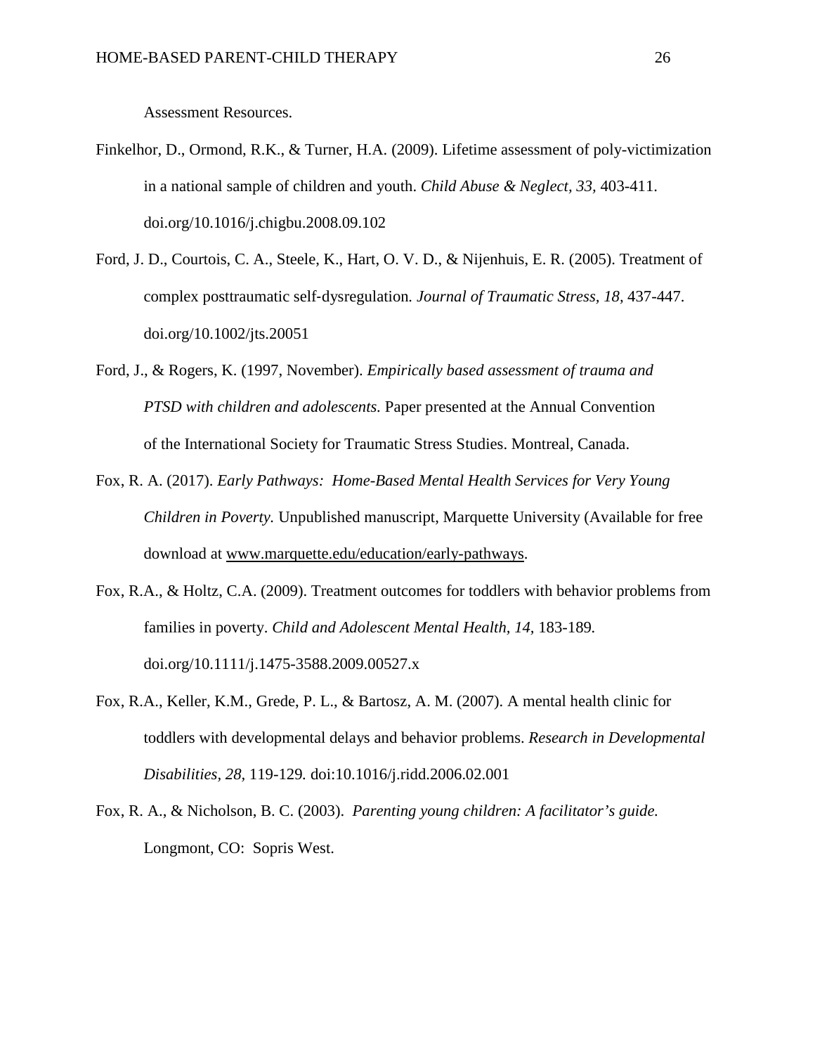Assessment Resources.

Finkelhor, D., Ormond, R.K., & Turner, H.A. (2009). Lifetime assessment of poly-victimization in a national sample of children and youth. *Child Abuse & Neglect, 33,* 403-411. doi.org/10.1016/j.chigbu.2008.09.102

Ford, J. D., Courtois, C. A., Steele, K., Hart, O. V. D., & Nijenhuis, E. R. (2005). Treatment of complex posttraumatic self-dysregulation. *Journal of Traumatic Stress*, *18*, 437-447. doi.org/10.1002/jts.20051

Ford, J., & Rogers, K. (1997, November). *Empirically based assessment of trauma and PTSD with children and adolescents.* Paper presented at the Annual Convention of the International Society for Traumatic Stress Studies. Montreal, Canada.

Fox, R. A. (2017). *Early Pathways: Home-Based Mental Health Services for Very Young Children in Poverty.* Unpublished manuscript, Marquette University (Available for free download at www.marquette.edu/education/early-pathways.

Fox, R.A., & Holtz, C.A. (2009). Treatment outcomes for toddlers with behavior problems from families in poverty. *Child and Adolescent Mental Health, 14,* 183-189. doi.org/10.1111/j.1475-3588.2009.00527.x

Fox, R.A., Keller, K.M., Grede, P. L., & Bartosz, A. M. (2007). A mental health clinic for toddlers with developmental delays and behavior problems. *Research in Developmental Disabilities, 28,* 119-129. doi:10.1016/j.ridd.2006.02.001

Fox, R. A., & Nicholson, B. C. (2003). *Parenting young children: A facilitator's guide.* Longmont, CO: Sopris West.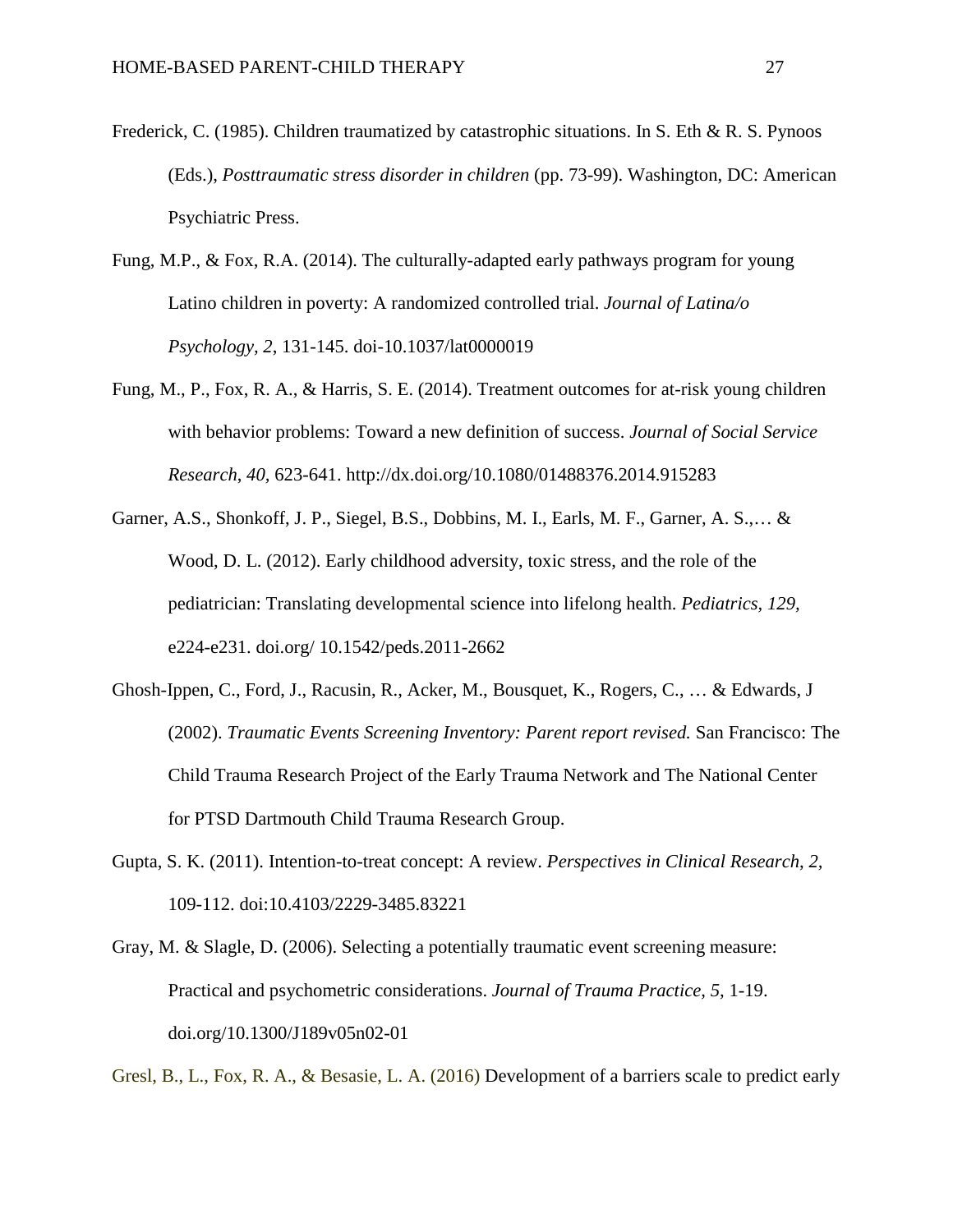Frederick, C. (1985). Children traumatized by catastrophic situations. In S. Eth & R. S. Pynoos (Eds.), *Posttraumatic stress disorder in children* (pp. 73-99). Washington, DC: American Psychiatric Press.

Fung, M.P., & Fox, R.A. (2014). The culturally-adapted early pathways program for young Latino children in poverty: A randomized controlled trial. *Journal of Latina/o Psychology, 2*, 131-145. doi-10.1037/lat0000019

Fung, M., P., Fox, R. A., & Harris, S. E. (2014). Treatment outcomes for at-risk young children with behavior problems: Toward a new definition of success. *Journal of Social Service Research*, *40*, 623-641. http://dx.doi.org/10.1080/01488376.2014.915283

Garner, A.S., Shonkoff, J. P., Siegel, B.S., Dobbins, M. I., Earls, M. F., Garner, A. S.,… & Wood, D. L. (2012). Early childhood adversity, toxic stress, and the role of the pediatrician: Translating developmental science into lifelong health. *Pediatrics, 129,* e224-e231. doi.org/ 10.1542/peds.2011-2662

Ghosh-Ippen, C., Ford, J., Racusin, R., Acker, M., Bousquet, K., Rogers, C., … & Edwards, J (2002). *Traumatic Events Screening Inventory: Parent report revised.* San Francisco: The Child Trauma Research Project of the Early Trauma Network and The National Center for PTSD Dartmouth Child Trauma Research Group.

Gupta, S. K. (2011). Intention-to-treat concept: A review. *Perspectives in Clinical Research*, *2,* 109-112. doi:10.4103/2229-3485.83221

Gray, M. & Slagle, D. (2006). Selecting a potentially traumatic event screening measure: Practical and psychometric considerations. *Journal of Trauma Practice*, *5,* 1-19. doi.org/10.1300/J189v05n02-01

Gresl, B., L., Fox, R. A., & Besasie, L. A. (2016) Development of a barriers scale to predict early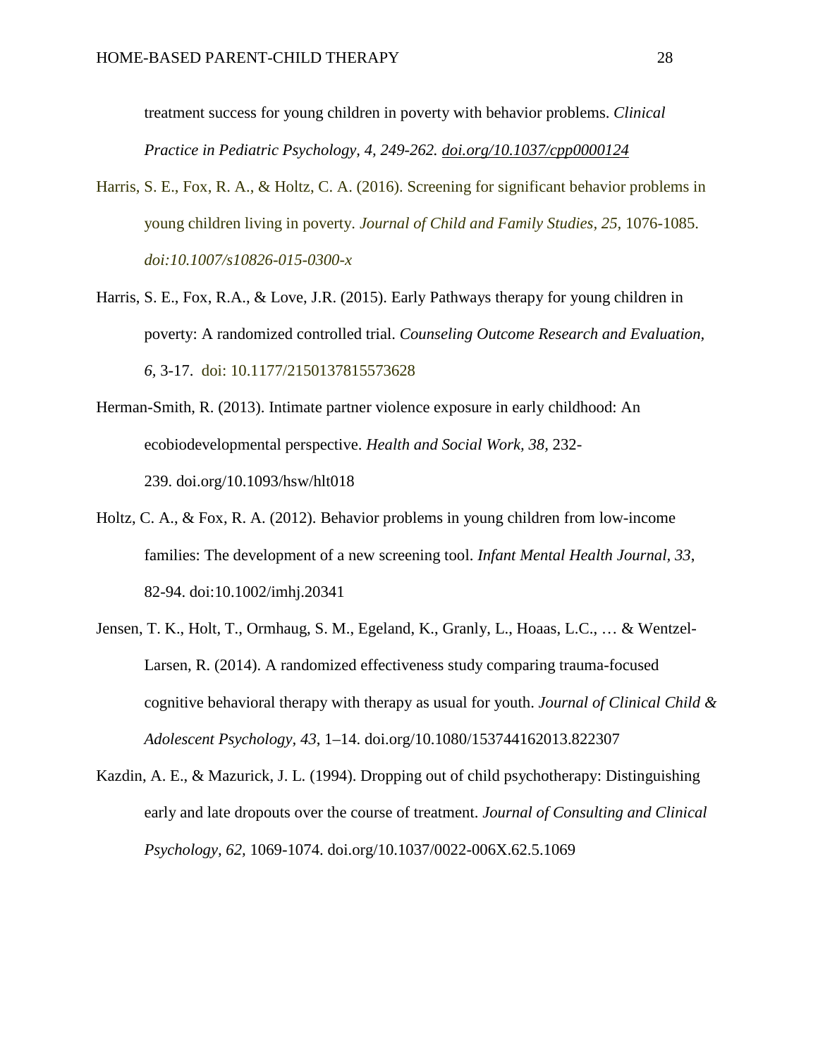treatment success for young children in poverty with behavior problems. *Clinical Practice in Pediatric Psychology, 4, 249-262.* doi.org/10.1037/cpp0000124

Harris, S. E., Fox, R. A., & Holtz, C. A. (2016). Screening for significant behavior problems in young children living in poverty. *Journal of Child and Family Studies, 25,* 1076-1085. *doi:10.1007/s10826-015-0300-x*

Harris, S. E., Fox, R.A., & Love, J.R. (2015). Early Pathways therapy for young children in poverty: A randomized controlled trial. *Counseling Outcome Research and Evaluation, 6,* 3-17. doi: 10.1177/2150137815573628

Herman-Smith, R. (2013). Intimate partner violence exposure in early childhood: An ecobiodevelopmental perspective. *Health and Social Work, 38,* 232-239. doi.org/10.1093/hsw/hlt018

Holtz, C. A., & Fox, R. A. (2012). Behavior problems in young children from low-income families: The development of a new screening tool. *Infant Mental Health Journal, 33*, 82-94. doi:10.1002/imhj.20341

Jensen, T. K., Holt, T., Ormhaug, S. M., Egeland, K., Granly, L., Hoaas, L.C., … & Wentzel-Larsen, R. (2014). A randomized effectiveness study comparing trauma-focused cognitive behavioral therapy with therapy as usual for youth. *Journal of Clinical Child & Adolescent Psychology, 43*, 1–14. doi.org/10.1080/153744162013.822307

Kazdin, A. E., & Mazurick, J. L. (1994). Dropping out of child psychotherapy: Distinguishing early and late dropouts over the course of treatment. *Journal of Consulting and Clinical Psychology, 62,* 1069-1074. doi.org/10.1037/0022-006X.62.5.1069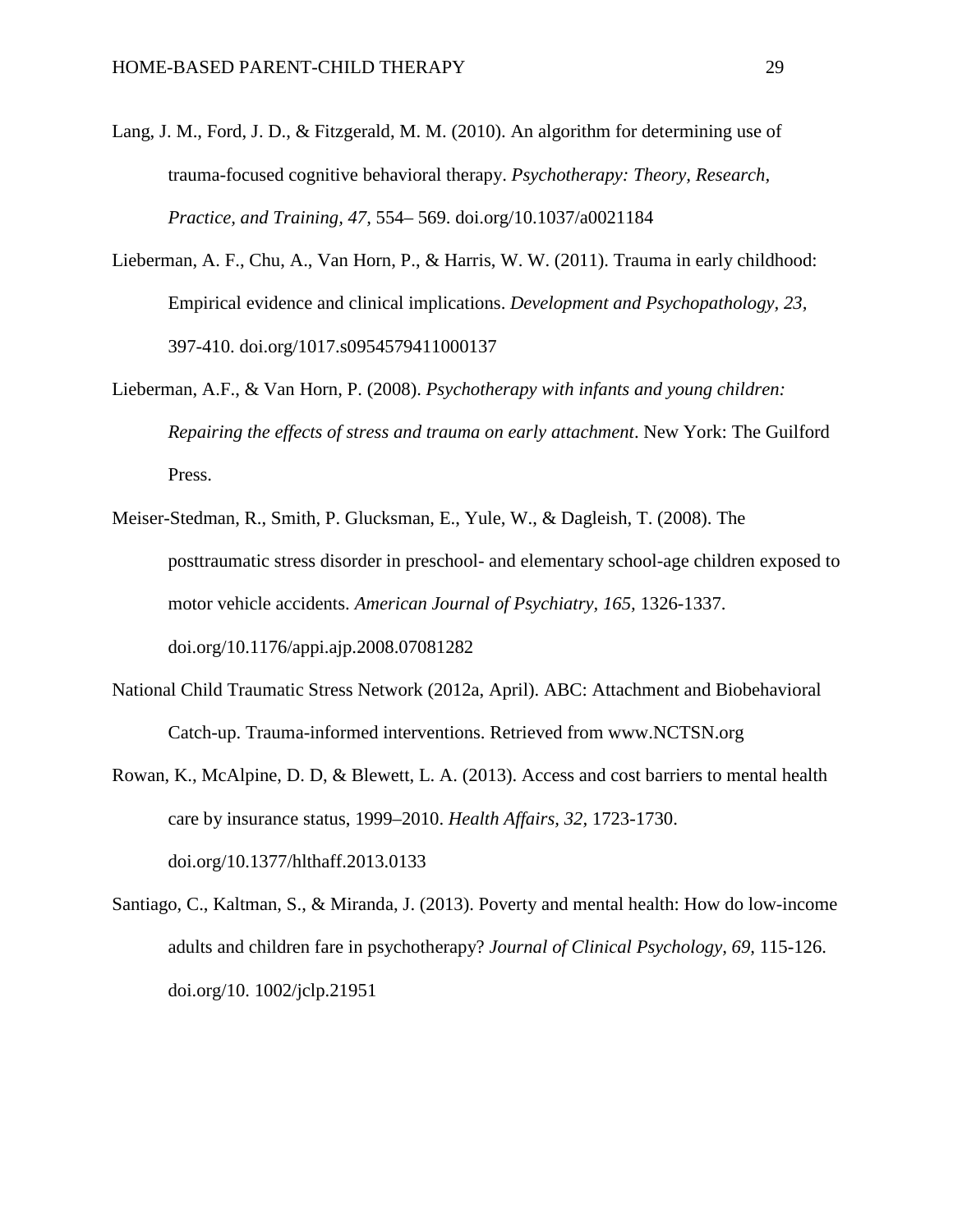Lang, J. M., Ford, J. D., & Fitzgerald, M. M. (2010). An algorithm for determining use of trauma-focused cognitive behavioral therapy. *Psychotherapy: Theory, Research, Practice, and Training, 47,* 554– 569. doi.org/10.1037/a0021184

Lieberman, A. F., Chu, A., Van Horn, P., & Harris, W. W. (2011). Trauma in early childhood: Empirical evidence and clinical implications. *Development and Psychopathology*, *23,* 397-410. doi.org/1017.s0954579411000137

Lieberman, A.F., & Van Horn, P. (2008). *Psychotherapy with infants and young children: Repairing the effects of stress and trauma on early attachment*. New York: The Guilford Press.

Meiser-Stedman, R., Smith, P. Glucksman, E., Yule, W., & Dagleish, T. (2008). The posttraumatic stress disorder in preschool- and elementary school-age children exposed to motor vehicle accidents. *American Journal of Psychiatry, 165,* 1326-1337. doi.org/10.1176/appi.ajp.2008.07081282

National Child Traumatic Stress Network (2012a, April). ABC: Attachment and Biobehavioral Catch-up. Trauma-informed interventions. Retrieved from www.NCTSN.org

Rowan, K., McAlpine, D. D, & Blewett, L. A. (2013). Access and cost barriers to mental health care by insurance status, 1999–2010. *Health Affairs*, *32,* 1723-1730. doi.org/10.1377/hlthaff.2013.0133

Santiago, C., Kaltman, S., & Miranda, J. (2013). Poverty and mental health: How do low-income adults and children fare in psychotherapy? *Journal of Clinical Psychology, 69,* 115-126. doi.org/10. 1002/jclp.21951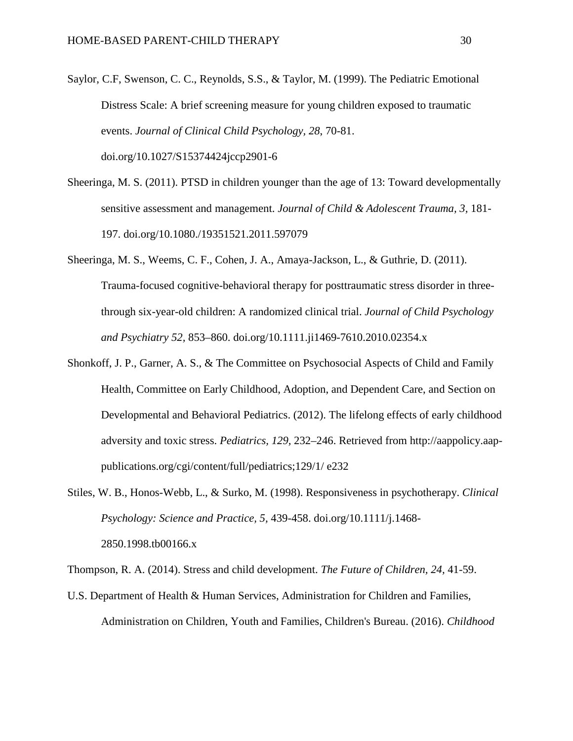Saylor, C.F, Swenson, C. C., Reynolds, S.S., & Taylor, M. (1999). The Pediatric Emotional Distress Scale: A brief screening measure for young children exposed to traumatic events. *Journal of Clinical Child Psychology*, *28*, 70-81. doi.org/10.1027/S15374424jccp2901-6

Sheeringa, M. S. (2011). PTSD in children younger than the age of 13: Toward developmentally sensitive assessment and management. *Journal of Child & Adolescent Trauma, 3*, 181-197. doi.org/10.1080./19351521.2011.597079

Sheeringa, M. S., Weems, C. F., Cohen, J. A., Amaya-Jackson, L., & Guthrie, D. (2011). Trauma-focused cognitive-behavioral therapy for posttraumatic stress disorder in three-through six-year-old children: A randomized clinical trial. *Journal of Child Psychology and Psychiatry 52,* 853–860. doi.org/10.1111.ji1469-7610.2010.02354.x

Shonkoff, J. P., Garner, A. S., & The Committee on Psychosocial Aspects of Child and Family Health, Committee on Early Childhood, Adoption, and Dependent Care, and Section on Developmental and Behavioral Pediatrics. (2012). The lifelong effects of early childhood adversity and toxic stress. *Pediatrics, 129*, 232–246. Retrieved from http://aappolicy.aap-publications.org/cgi/content/full/pediatrics;129/1/ e232

Stiles, W. B., Honos-Webb, L., & Surko, M. (1998). Responsiveness in psychotherapy. *Clinical Psychology: Science and Practice, 5,* 439-458. doi.org/10.1111/j.1468-2850.1998.tb00166.x

Thompson, R. A. (2014). Stress and child development. *The Future of Children, 24*, 41-59.

U.S. Department of Health & Human Services, Administration for Children and Families, Administration on Children, Youth and Families, Children's Bureau. (2016). *Childhood*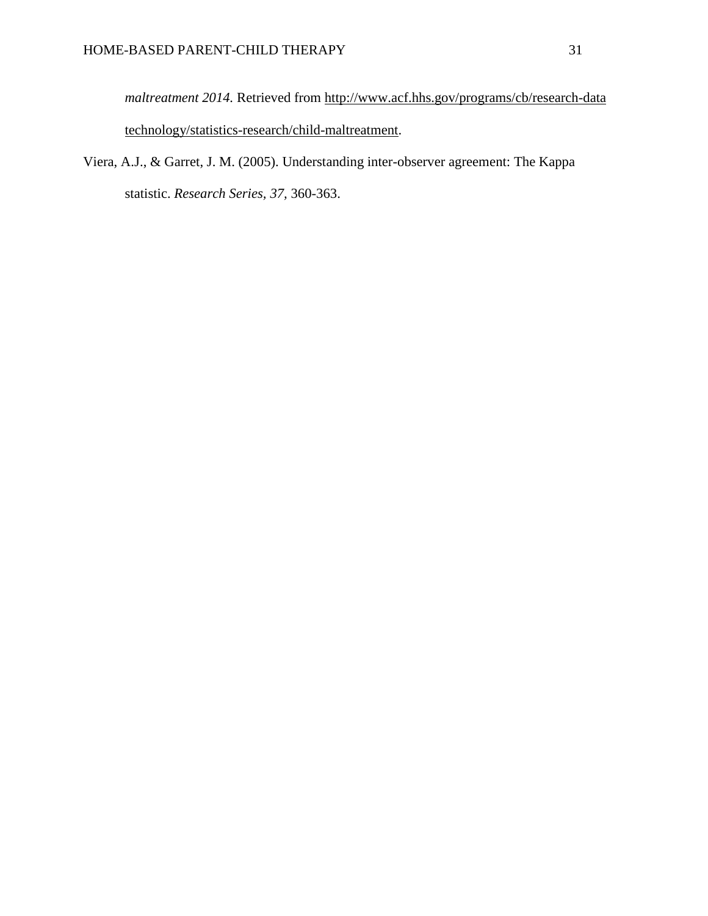*maltreatment 2014.* Retrieved from http://www.acf.hhs.gov/programs/cb/research-data technology/statistics-research/child-maltreatment.

Viera, A.J., & Garret, J. M. (2005). Understanding inter-observer agreement: The Kappa statistic. *Research Series, 37*, 360-363.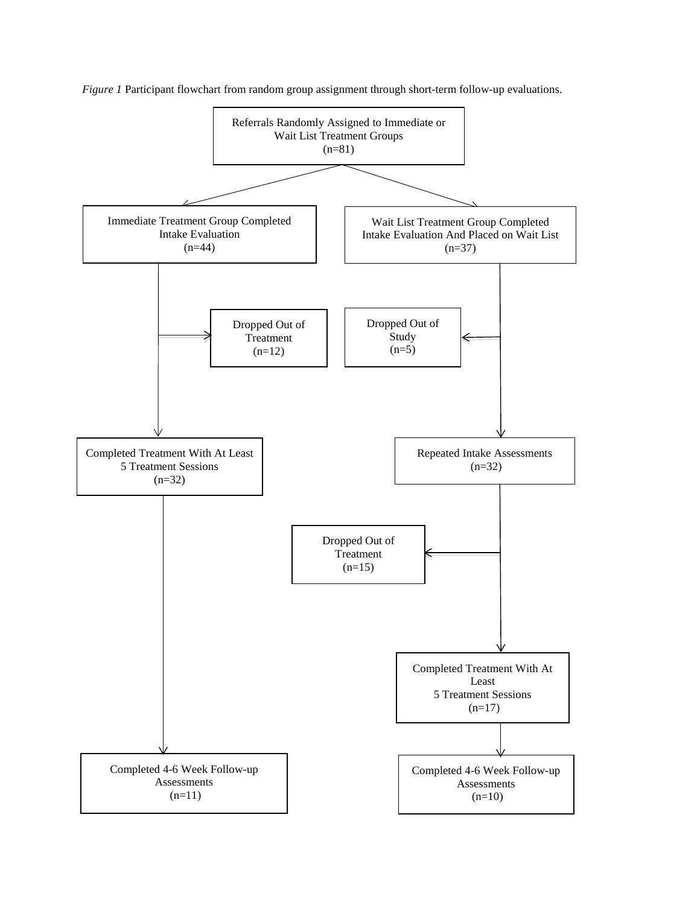*Figure 1* Participant flowchart from random group assignment through short-term follow-up evaluations.

Referrals Randomly Assigned to Immediate or Wait List Treatment Groups (n=81)

Immediate Treatment Group Completed Intake Evaluation (n=44)

Wait List Treatment Group Completed Intake Evaluation And Placed on Wait List (n=37)

Dropped Out of Treatment (n=12)

Dropped Out of Study (n=5)

Completed Treatment With At Least 5 Treatment Sessions (n=32)

Repeated Intake Assessments (n=32)

Dropped Out of Treatment (n=15)

Completed Treatment With At Least 5 Treatment Sessions (n=17)

Completed 4-6 Week Follow-up Assessments (n=11)

Completed 4-6 Week Follow-up Assessments (n=10)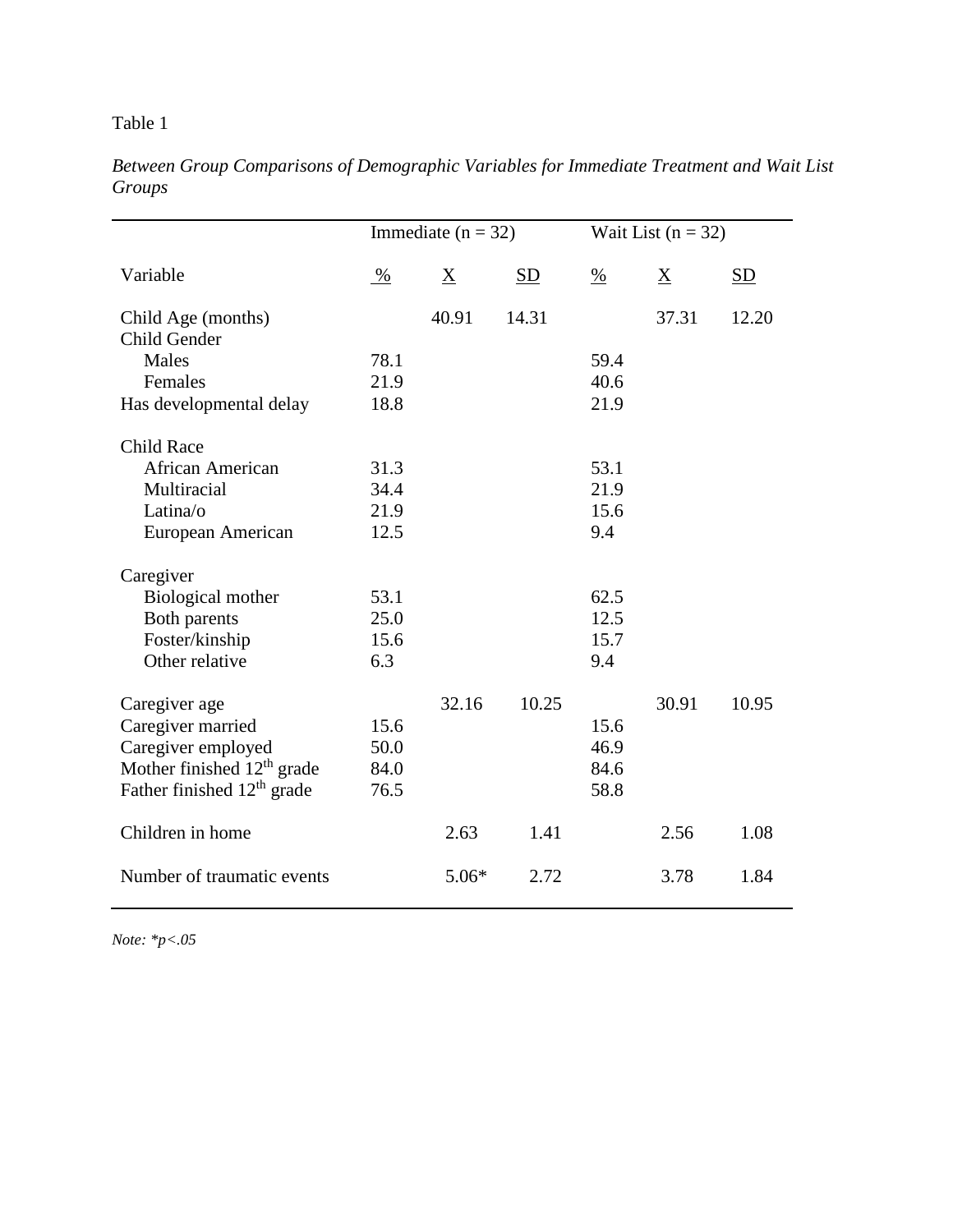Table 1

*Between Group Comparisons of Demographic Variables for Immediate Treatment and Wait List Groups*

| | Immediate (n = 32) | | | Wait List (n = 32) | | |
|---|---|---|---|---|---|---|
| Variable | % | X | SD | % | X | SD |
| Child Age (months) | | 40.91 | 14.31 | | 37.31 | 12.20 |
| Child Gender | | | | | | |
| Males | 78.1 | | | 59.4 | | |
| Females | 21.9 | | | 40.6 | | |
| Has developmental delay | 18.8 | | | 21.9 | | |
| Child Race | | | | | | |
| African American | 31.3 | | | 53.1 | | |
| Multiracial | 34.4 | | | 21.9 | | |
| Latina/o | 21.9 | | | 15.6 | | |
| European American | 12.5 | | | 9.4 | | |
| Caregiver | | | | | | |
| Biological mother | 53.1 | | | 62.5 | | |
| Both parents | 25.0 | | | 12.5 | | |
| Foster/kinship | 15.6 | | | 15.7 | | |
| Other relative | 6.3 | | | 9.4 | | |
| Caregiver age | | 32.16 | 10.25 | | 30.91 | 10.95 |
| Caregiver married | 15.6 | | | 15.6 | | |
| Caregiver employed | 50.0 | | | 46.9 | | |
| Mother finished 12th grade | 84.0 | | | 84.6 | | |
| Father finished 12th grade | 76.5 | | | 58.8 | | |
| Children in home | | 2.63 | 1.41 | | 2.56 | 1.08 |
| Number of traumatic events | | 5.06* | 2.72 | | 3.78 | 1.84 |

*Note: *p<.05*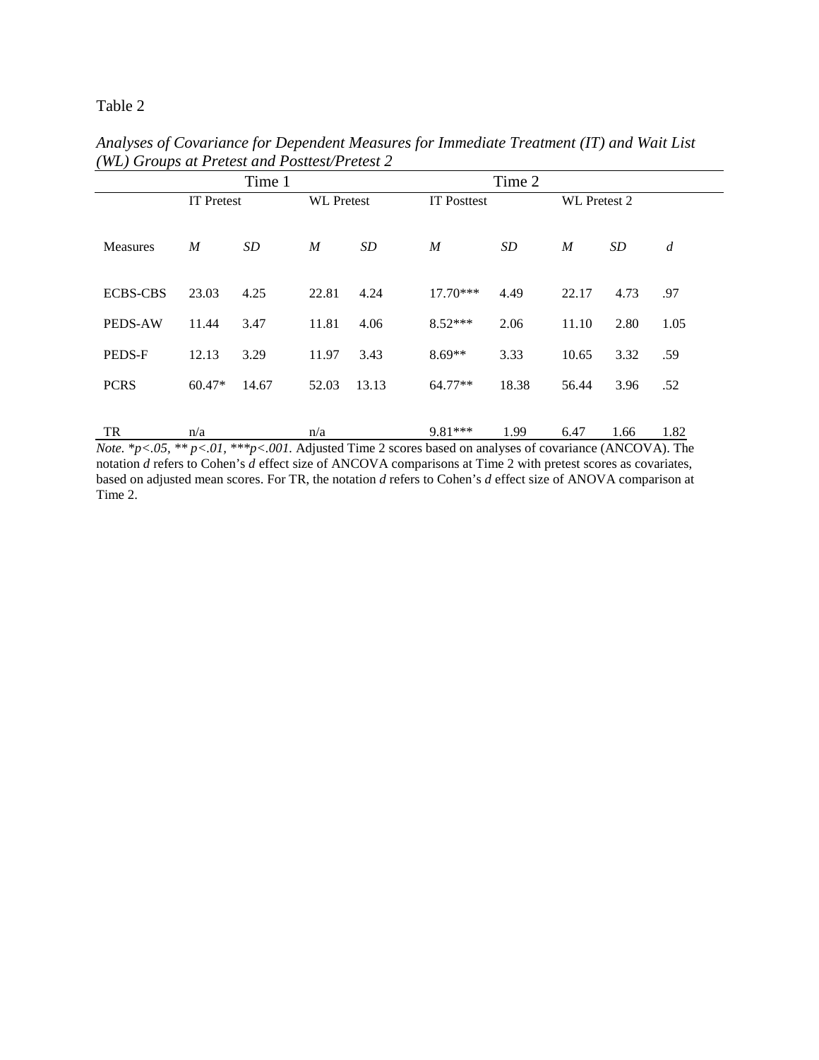Table 2

*Analyses of Covariance for Dependent Measures for Immediate Treatment (IT) and Wait List (WL) Groups at Pretest and Posttest/Pretest 2*

| | Time 1 | | | | Time 2 | | | | |
|---|---|---|---|---|---|---|---|---|---|
| | IT Pretest | | WL Pretest | | IT Posttest | | WL Pretest 2 | | |
| Measures | *M* | *SD* | *M* | *SD* | *M* | *SD* | *M* | *SD* | *d* |
| ECBS-CBS | 23.03 | 4.25 | 22.81 | 4.24 | 17.70*** | 4.49 | 22.17 | 4.73 | .97 |
| PEDS-AW | 11.44 | 3.47 | 11.81 | 4.06 | 8.52*** | 2.06 | 11.10 | 2.80 | 1.05 |
| PEDS-F | 12.13 | 3.29 | 11.97 | 3.43 | 8.69** | 3.33 | 10.65 | 3.32 | .59 |
| PCRS | 60.47* | 14.67 | 52.03 | 13.13 | 64.77** | 18.38 | 56.44 | 3.96 | .52 |
| TR | n/a | | n/a | | 9.81*** | 1.99 | 6.47 | 1.66 | 1.82 |

*Note.* *$p<.05$, ** $p<.01$, ***$p<.001$.* Adjusted Time 2 scores based on analyses of covariance (ANCOVA). The notation *d* refers to Cohen's *d* effect size of ANCOVA comparisons at Time 2 with pretest scores as covariates, based on adjusted mean scores. For TR, the notation *d* refers to Cohen's *d* effect size of ANOVA comparison at Time 2.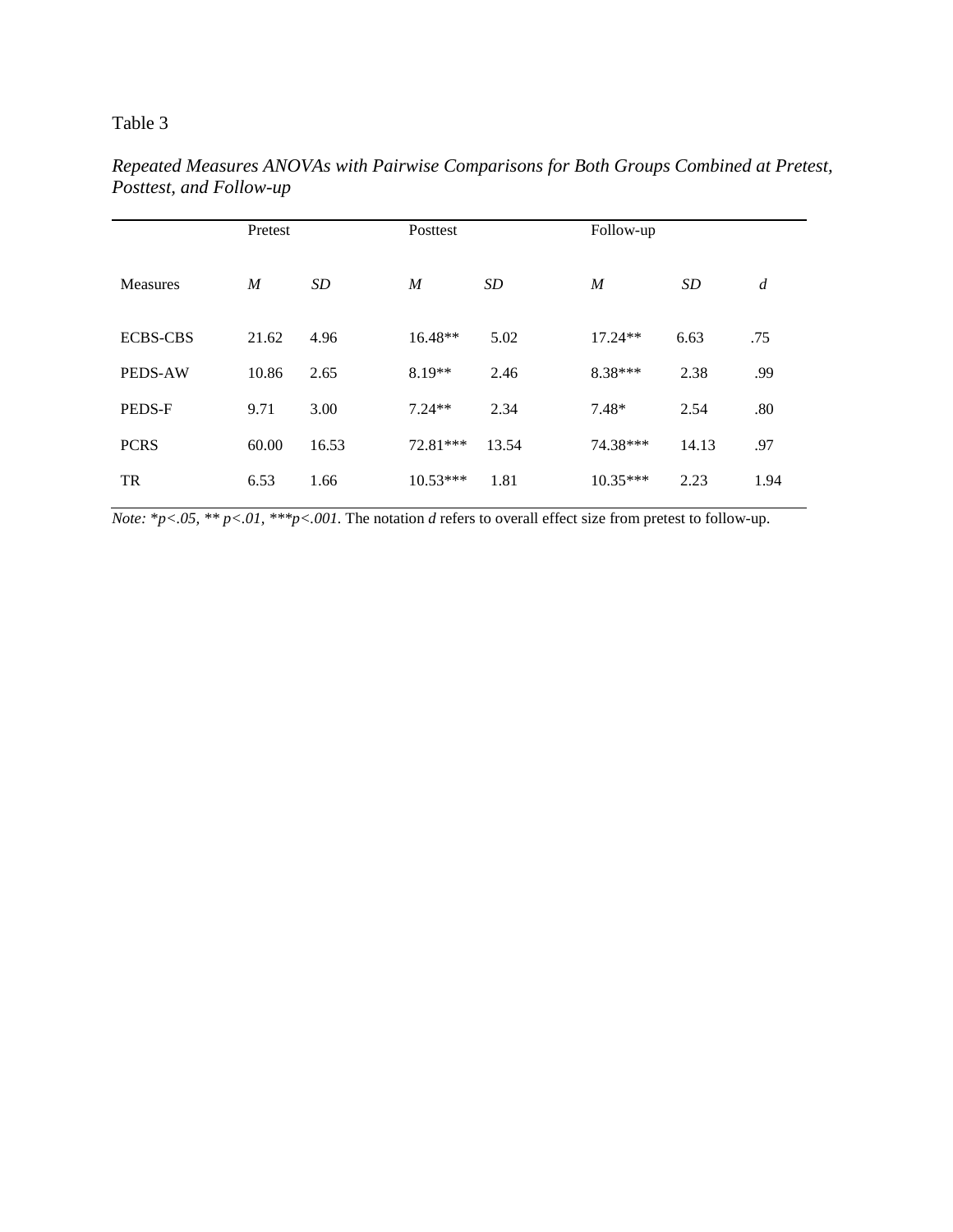Table 3

*Repeated Measures ANOVAs with Pairwise Comparisons for Both Groups Combined at Pretest, Posttest, and Follow-up*

| | Pretest | | Posttest | | Follow-up | | |
|---|---|---|---|---|---|---|---|
| Measures | *M* | *SD* | *M* | *SD* | *M* | *SD* | *d* |
| ECBS-CBS | 21.62 | 4.96 | 16.48** | 5.02 | 17.24** | 6.63 | .75 |
| PEDS-AW | 10.86 | 2.65 | 8.19** | 2.46 | 8.38*** | 2.38 | .99 |
| PEDS-F | 9.71 | 3.00 | 7.24** | 2.34 | 7.48* | 2.54 | .80 |
| PCRS | 60.00 | 16.53 | 72.81*** | 13.54 | 74.38*** | 14.13 | .97 |
| TR | 6.53 | 1.66 | 10.53*** | 1.81 | 10.35*** | 2.23 | 1.94 |

*Note:* $^{*}p<.05$, $^{**}p<.01$, $^{***}p<.001$. The notation ***d*** refers to overall effect size from pretest to follow-up.